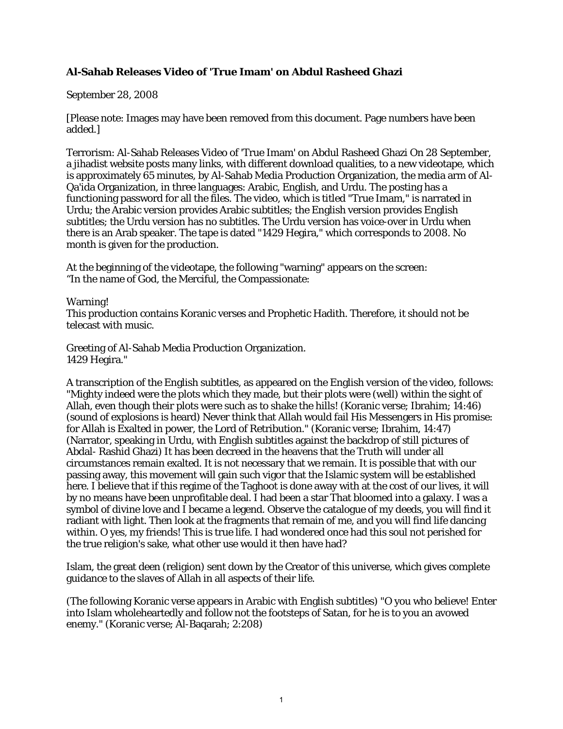### **Al-Sahab Releases Video of 'True Imam' on Abdul Rasheed Ghazi**

September 28, 2008

[Please note: Images may have been removed from this document. Page numbers have been added.]

Terrorism: Al-Sahab Releases Video of 'True Imam' on Abdul Rasheed Ghazi On 28 September, a jihadist website posts many links, with different download qualities, to a new videotape, which is approximately 65 minutes, by Al-Sahab Media Production Organization, the media arm of Al-Qa'ida Organization, in three languages: Arabic, English, and Urdu. The posting has a functioning password for all the files. The video, which is titled "True Imam," is narrated in Urdu; the Arabic version provides Arabic subtitles; the English version provides English subtitles; the Urdu version has no subtitles. The Urdu version has voice-over in Urdu when there is an Arab speaker. The tape is dated "1429 Hegira," which corresponds to 2008. No month is given for the production.

At the beginning of the videotape, the following "warning" appears on the screen:
"In the name of God, the Merciful, the Compassionate:

Warning!
This production contains Koranic verses and Prophetic Hadith. Therefore, it should not be telecast with music.

Greeting of Al-Sahab Media Production Organization.
1429 Hegira."

A transcription of the English subtitles, as appeared on the English version of the video, follows: "Mighty indeed were the plots which they made, but their plots were (well) within the sight of Allah, even though their plots were such as to shake the hills! (Koranic verse; Ibrahim; 14:46) (sound of explosions is heard) Never think that Allah would fail His Messengers in His promise: for Allah is Exalted in power, the Lord of Retribution." (Koranic verse; Ibrahim, 14:47) (Narrator, speaking in Urdu, with English subtitles against the backdrop of still pictures of Abdal- Rashid Ghazi) It has been decreed in the heavens that the Truth will under all circumstances remain exalted. It is not necessary that we remain. It is possible that with our passing away, this movement will gain such vigor that the Islamic system will be established here. I believe that if this regime of the Taghoot is done away with at the cost of our lives, it will by no means have been unprofitable deal. I had been a star That bloomed into a galaxy. I was a symbol of divine love and I became a legend. Observe the catalogue of my deeds, you will find it radiant with light. Then look at the fragments that remain of me, and you will find life dancing within. O yes, my friends! This is true life. I had wondered once had this soul not perished for the true religion's sake, what other use would it then have had?

Islam, the great deen (religion) sent down by the Creator of this universe, which gives complete guidance to the slaves of Allah in all aspects of their life.

(The following Koranic verse appears in Arabic with English subtitles) "O you who believe! Enter into Islam wholeheartedly and follow not the footsteps of Satan, for he is to you an avowed enemy." (Koranic verse; Al-Baqarah; 2:208)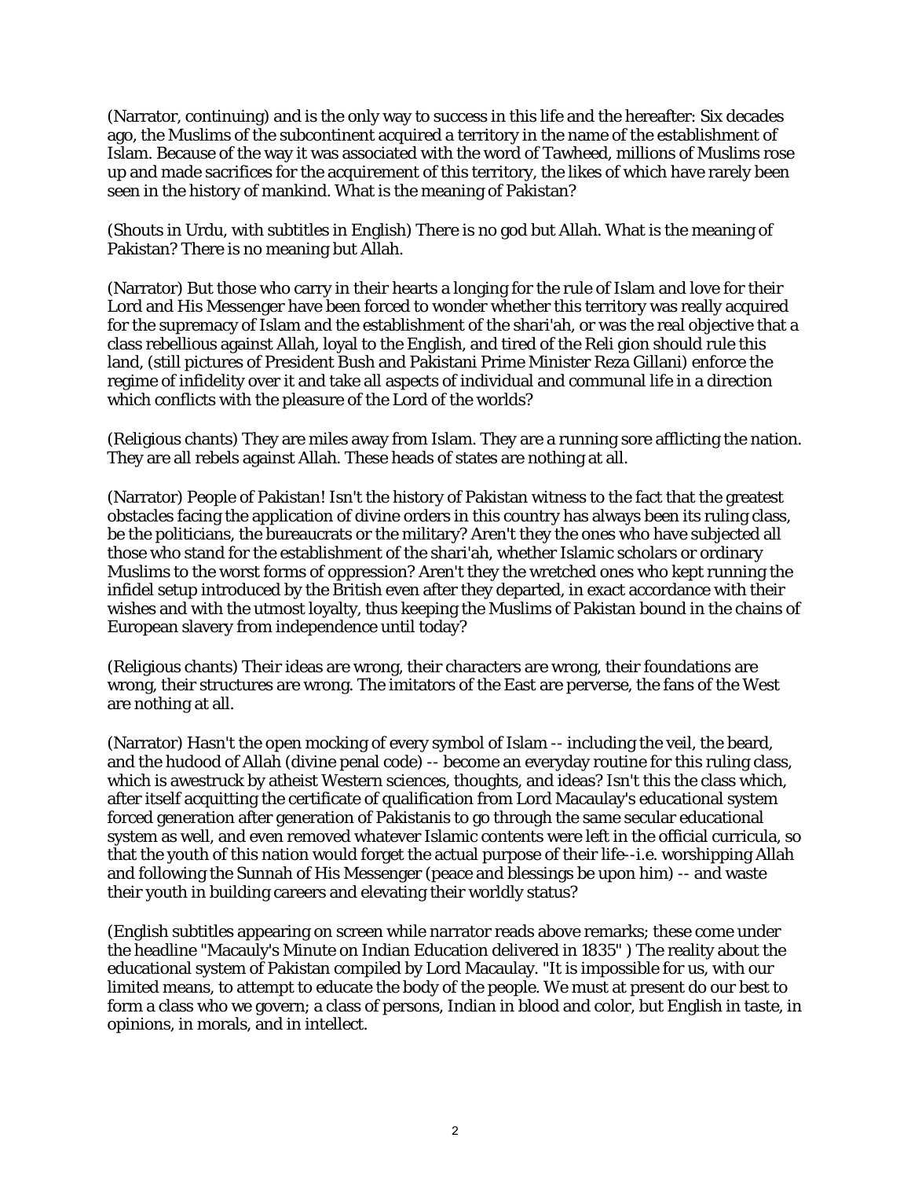(Narrator, continuing) and is the only way to success in this life and the hereafter: Six decades ago, the Muslims of the subcontinent acquired a territory in the name of the establishment of Islam. Because of the way it was associated with the word of Tawheed, millions of Muslims rose up and made sacrifices for the acquirement of this territory, the likes of which have rarely been seen in the history of mankind. What is the meaning of Pakistan?

(Shouts in Urdu, with subtitles in English) There is no god but Allah. What is the meaning of Pakistan? There is no meaning but Allah.

(Narrator) But those who carry in their hearts a longing for the rule of Islam and love for their Lord and His Messenger have been forced to wonder whether this territory was really acquired for the supremacy of Islam and the establishment of the shari'ah, or was the real objective that a class rebellious against Allah, loyal to the English, and tired of the Reli gion should rule this land, (still pictures of President Bush and Pakistani Prime Minister Reza Gillani) enforce the regime of infidelity over it and take all aspects of individual and communal life in a direction which conflicts with the pleasure of the Lord of the worlds?

(Religious chants) They are miles away from Islam. They are a running sore afflicting the nation. They are all rebels against Allah. These heads of states are nothing at all.

(Narrator) People of Pakistan! Isn't the history of Pakistan witness to the fact that the greatest obstacles facing the application of divine orders in this country has always been its ruling class, be the politicians, the bureaucrats or the military? Aren't they the ones who have subjected all those who stand for the establishment of the shari'ah, whether Islamic scholars or ordinary Muslims to the worst forms of oppression? Aren't they the wretched ones who kept running the infidel setup introduced by the British even after they departed, in exact accordance with their wishes and with the utmost loyalty, thus keeping the Muslims of Pakistan bound in the chains of European slavery from independence until today?

(Religious chants) Their ideas are wrong, their characters are wrong, their foundations are wrong, their structures are wrong. The imitators of the East are perverse, the fans of the West are nothing at all.

(Narrator) Hasn't the open mocking of every symbol of Islam -- including the veil, the beard, and the hudood of Allah (divine penal code) -- become an everyday routine for this ruling class, which is awestruck by atheist Western sciences, thoughts, and ideas? Isn't this the class which, after itself acquitting the certificate of qualification from Lord Macaulay's educational system forced generation after generation of Pakistanis to go through the same secular educational system as well, and even removed whatever Islamic contents were left in the official curricula, so that the youth of this nation would forget the actual purpose of their life--i.e. worshipping Allah and following the Sunnah of His Messenger (peace and blessings be upon him) -- and waste their youth in building careers and elevating their worldly status?

(English subtitles appearing on screen while narrator reads above remarks; these come under the headline "Macauly's Minute on Indian Education delivered in 1835" ) The reality about the educational system of Pakistan compiled by Lord Macaulay. "It is impossible for us, with our limited means, to attempt to educate the body of the people. We must at present do our best to form a class who we govern; a class of persons, Indian in blood and color, but English in taste, in opinions, in morals, and in intellect.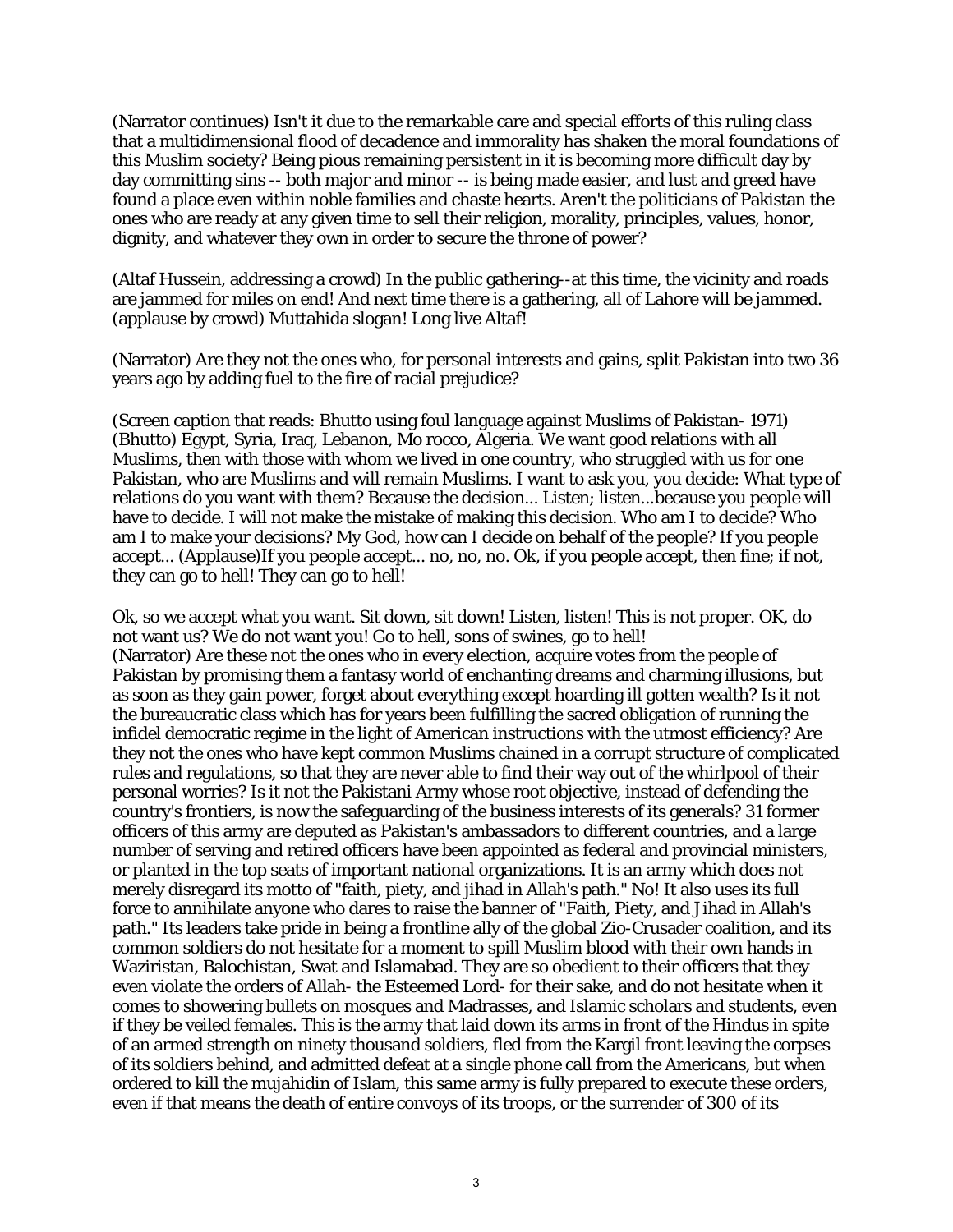(Narrator continues) Isn't it due to the remarkable care and special efforts of this ruling class that a multidimensional flood of decadence and immorality has shaken the moral foundations of this Muslim society? Being pious remaining persistent in it is becoming more difficult day by day committing sins -- both major and minor -- is being made easier, and lust and greed have found a place even within noble families and chaste hearts. Aren't the politicians of Pakistan the ones who are ready at any given time to sell their religion, morality, principles, values, honor, dignity, and whatever they own in order to secure the throne of power?

(Altaf Hussein, addressing a crowd) In the public gathering--at this time, the vicinity and roads are jammed for miles on end! And next time there is a gathering, all of Lahore will be jammed. (applause by crowd) Muttahida slogan! Long live Altaf!

(Narrator) Are they not the ones who, for personal interests and gains, split Pakistan into two 36 years ago by adding fuel to the fire of racial prejudice?

(Screen caption that reads: Bhutto using foul language against Muslims of Pakistan- 1971) (Bhutto) Egypt, Syria, Iraq, Lebanon, Mo rocco, Algeria. We want good relations with all Muslims, then with those with whom we lived in one country, who struggled with us for one Pakistan, who are Muslims and will remain Muslims. I want to ask you, you decide: What type of relations do you want with them? Because the decision... Listen; listen...because you people will have to decide. I will not make the mistake of making this decision. Who am I to decide? Who am I to make your decisions? My God, how can I decide on behalf of the people? If you people accept... (Applause)If you people accept... no, no, no. Ok, if you people accept, then fine; if not, they can go to hell! They can go to hell!

Ok, so we accept what you want. Sit down, sit down! Listen, listen! This is not proper. OK, do not want us? We do not want you! Go to hell, sons of swines, go to hell!
(Narrator) Are these not the ones who in every election, acquire votes from the people of Pakistan by promising them a fantasy world of enchanting dreams and charming illusions, but as soon as they gain power, forget about everything except hoarding ill gotten wealth? Is it not the bureaucratic class which has for years been fulfilling the sacred obligation of running the infidel democratic regime in the light of American instructions with the utmost efficiency? Are they not the ones who have kept common Muslims chained in a corrupt structure of complicated rules and regulations, so that they are never able to find their way out of the whirlpool of their personal worries? Is it not the Pakistani Army whose root objective, instead of defending the country's frontiers, is now the safeguarding of the business interests of its generals? 31 former officers of this army are deputed as Pakistan's ambassadors to different countries, and a large number of serving and retired officers have been appointed as federal and provincial ministers, or planted in the top seats of important national organizations. It is an army which does not merely disregard its motto of "faith, piety, and jihad in Allah's path." No! It also uses its full force to annihilate anyone who dares to raise the banner of "Faith, Piety, and Jihad in Allah's path." Its leaders take pride in being a frontline ally of the global Zio-Crusader coalition, and its common soldiers do not hesitate for a moment to spill Muslim blood with their own hands in Waziristan, Balochistan, Swat and Islamabad. They are so obedient to their officers that they even violate the orders of Allah- the Esteemed Lord- for their sake, and do not hesitate when it comes to showering bullets on mosques and Madrasses, and Islamic scholars and students, even if they be veiled females. This is the army that laid down its arms in front of the Hindus in spite of an armed strength on ninety thousand soldiers, fled from the Kargil front leaving the corpses of its soldiers behind, and admitted defeat at a single phone call from the Americans, but when ordered to kill the mujahidin of Islam, this same army is fully prepared to execute these orders, even if that means the death of entire convoys of its troops, or the surrender of 300 of its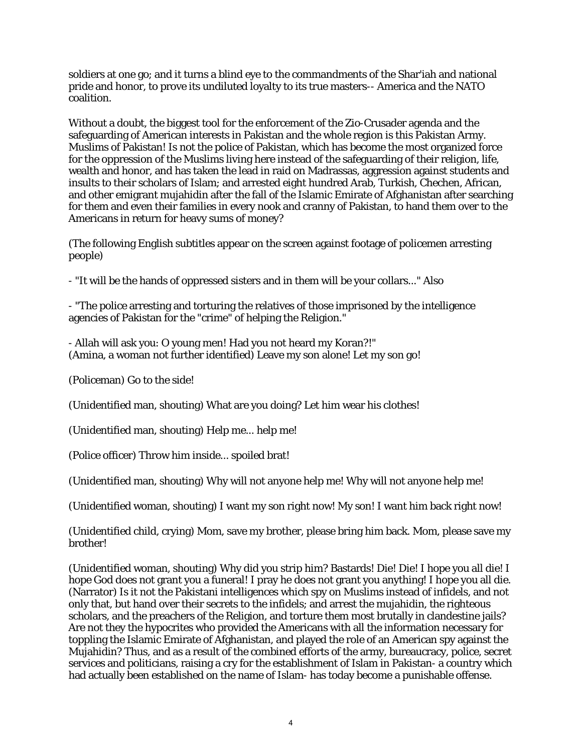soldiers at one go; and it turns a blind eye to the commandments of the Shar'iah and national pride and honor, to prove its undiluted loyalty to its true masters-- America and the NATO coalition.

Without a doubt, the biggest tool for the enforcement of the Zio-Crusader agenda and the safeguarding of American interests in Pakistan and the whole region is this Pakistan Army. Muslims of Pakistan! Is not the police of Pakistan, which has become the most organized force for the oppression of the Muslims living here instead of the safeguarding of their religion, life, wealth and honor, and has taken the lead in raid on Madrassas, aggression against students and insults to their scholars of Islam; and arrested eight hundred Arab, Turkish, Chechen, African, and other emigrant mujahidin after the fall of the Islamic Emirate of Afghanistan after searching for them and even their families in every nook and cranny of Pakistan, to hand them over to the Americans in return for heavy sums of money?

(The following English subtitles appear on the screen against footage of policemen arresting people)

- "It will be the hands of oppressed sisters and in them will be your collars..." Also

- "The police arresting and torturing the relatives of those imprisoned by the intelligence agencies of Pakistan for the "crime" of helping the Religion."

- Allah will ask you: O young men! Had you not heard my Koran?!"
(Amina, a woman not further identified) Leave my son alone! Let my son go!

(Policeman) Go to the side!

(Unidentified man, shouting) What are you doing? Let him wear his clothes!

(Unidentified man, shouting) Help me... help me!

(Police officer) Throw him inside... spoiled brat!

(Unidentified man, shouting) Why will not anyone help me! Why will not anyone help me!

(Unidentified woman, shouting) I want my son right now! My son! I want him back right now!

(Unidentified child, crying) Mom, save my brother, please bring him back. Mom, please save my brother!

(Unidentified woman, shouting) Why did you strip him? Bastards! Die! Die! I hope you all die! I hope God does not grant you a funeral! I pray he does not grant you anything! I hope you all die.
(Narrator) Is it not the Pakistani intelligences which spy on Muslims instead of infidels, and not only that, but hand over their secrets to the infidels; and arrest the mujahidin, the righteous scholars, and the preachers of the Religion, and torture them most brutally in clandestine jails? Are not they the hypocrites who provided the Americans with all the information necessary for toppling the Islamic Emirate of Afghanistan, and played the role of an American spy against the Mujahidin? Thus, and as a result of the combined efforts of the army, bureaucracy, police, secret services and politicians, raising a cry for the establishment of Islam in Pakistan- a country which had actually been established on the name of Islam- has today become a punishable offense.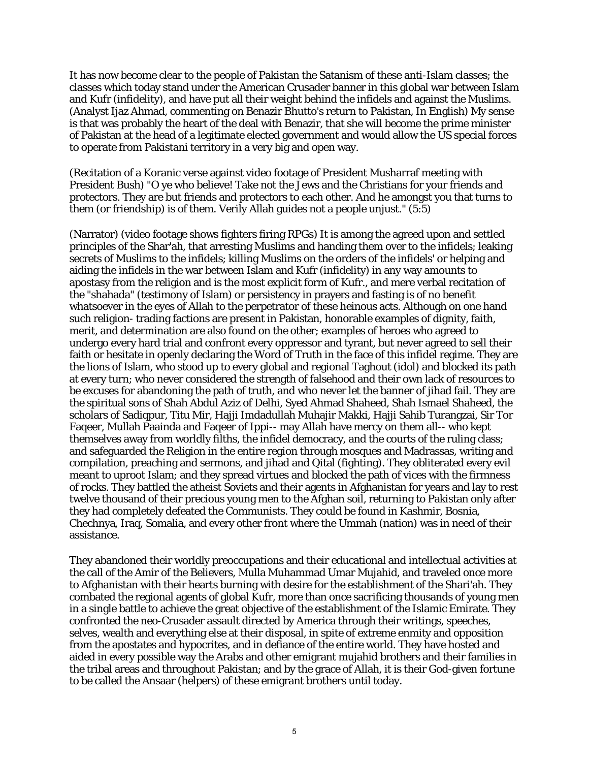It has now become clear to the people of Pakistan the Satanism of these anti-Islam classes; the classes which today stand under the American Crusader banner in this global war between Islam and Kufr (infidelity), and have put all their weight behind the infidels and against the Muslims. (Analyst Ijaz Ahmad, commenting on Benazir Bhutto's return to Pakistan, In English) My sense is that was probably the heart of the deal with Benazir, that she will become the prime minister of Pakistan at the head of a legitimate elected government and would allow the US special forces to operate from Pakistani territory in a very big and open way.

(Recitation of a Koranic verse against video footage of President Musharraf meeting with President Bush) "O ye who believe! Take not the Jews and the Christians for your friends and protectors. They are but friends and protectors to each other. And he amongst you that turns to them (or friendship) is of them. Verily Allah guides not a people unjust." (5:5)

(Narrator) (video footage shows fighters firing RPGs) It is among the agreed upon and settled principles of the Shar'ah, that arresting Muslims and handing them over to the infidels; leaking secrets of Muslims to the infidels; killing Muslims on the orders of the infidels' or helping and aiding the infidels in the war between Islam and Kufr (infidelity) in any way amounts to apostasy from the religion and is the most explicit form of Kufr., and mere verbal recitation of the "shahada" (testimony of Islam) or persistency in prayers and fasting is of no benefit whatsoever in the eyes of Allah to the perpetrator of these heinous acts. Although on one hand such religion- trading factions are present in Pakistan, honorable examples of dignity, faith, merit, and determination are also found on the other; examples of heroes who agreed to undergo every hard trial and confront every oppressor and tyrant, but never agreed to sell their faith or hesitate in openly declaring the Word of Truth in the face of this infidel regime. They are the lions of Islam, who stood up to every global and regional Taghout (idol) and blocked its path at every turn; who never considered the strength of falsehood and their own lack of resources to be excuses for abandoning the path of truth, and who never let the banner of jihad fail. They are the spiritual sons of Shah Abdul Aziz of Delhi, Syed Ahmad Shaheed, Shah Ismael Shaheed, the scholars of Sadiqpur, Titu Mir, Hajji Imdadullah Muhajir Makki, Hajji Sahib Turangzai, Sir Tor Faqeer, Mullah Paainda and Faqeer of Ippi-- may Allah have mercy on them all-- who kept themselves away from worldly filths, the infidel democracy, and the courts of the ruling class; and safeguarded the Religion in the entire region through mosques and Madrassas, writing and compilation, preaching and sermons, and jihad and Qital (fighting). They obliterated every evil meant to uproot Islam; and they spread virtues and blocked the path of vices with the firmness of rocks. They battled the atheist Soviets and their agents in Afghanistan for years and lay to rest twelve thousand of their precious young men to the Afghan soil, returning to Pakistan only after they had completely defeated the Communists. They could be found in Kashmir, Bosnia, Chechnya, Iraq, Somalia, and every other front where the Ummah (nation) was in need of their assistance.

They abandoned their worldly preoccupations and their educational and intellectual activities at the call of the Amir of the Believers, Mulla Muhammad Umar Mujahid, and traveled once more to Afghanistan with their hearts burning with desire for the establishment of the Shari'ah. They combated the regional agents of global Kufr, more than once sacrificing thousands of young men in a single battle to achieve the great objective of the establishment of the Islamic Emirate. They confronted the neo-Crusader assault directed by America through their writings, speeches, selves, wealth and everything else at their disposal, in spite of extreme enmity and opposition from the apostates and hypocrites, and in defiance of the entire world. They have hosted and aided in every possible way the Arabs and other emigrant mujahid brothers and their families in the tribal areas and throughout Pakistan; and by the grace of Allah, it is their God-given fortune to be called the Ansaar (helpers) of these emigrant brothers until today.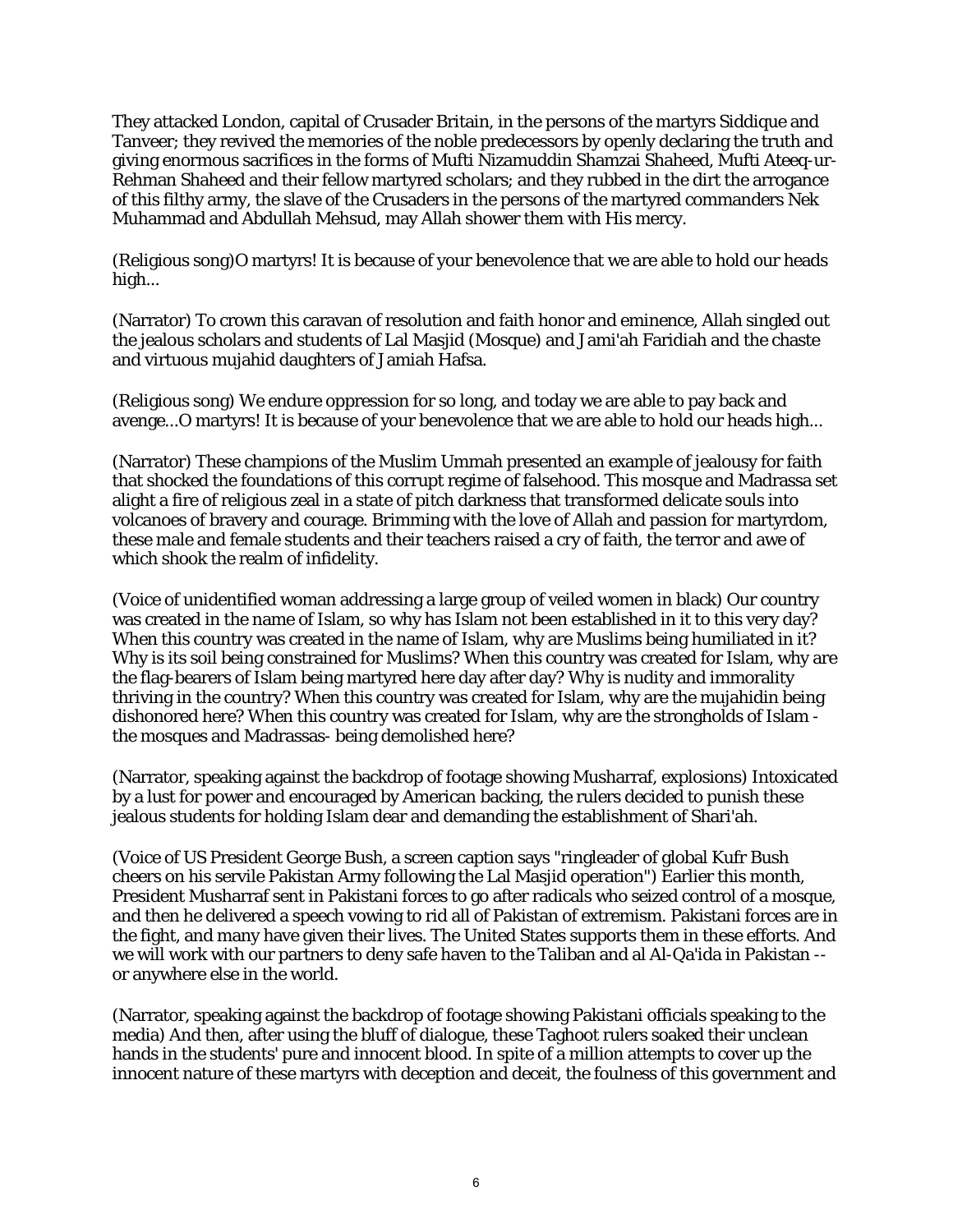They attacked London, capital of Crusader Britain, in the persons of the martyrs Siddique and Tanveer; they revived the memories of the noble predecessors by openly declaring the truth and giving enormous sacrifices in the forms of Mufti Nizamuddin Shamzai Shaheed, Mufti Ateeq-ur-Rehman Shaheed and their fellow martyred scholars; and they rubbed in the dirt the arrogance of this filthy army, the slave of the Crusaders in the persons of the martyred commanders Nek Muhammad and Abdullah Mehsud, may Allah shower them with His mercy.

(Religious song)O martyrs! It is because of your benevolence that we are able to hold our heads high...

(Narrator) To crown this caravan of resolution and faith honor and eminence, Allah singled out the jealous scholars and students of Lal Masjid (Mosque) and Jami'ah Faridiah and the chaste and virtuous mujahid daughters of Jamiah Hafsa.

(Religious song) We endure oppression for so long, and today we are able to pay back and avenge...O martyrs! It is because of your benevolence that we are able to hold our heads high...

(Narrator) These champions of the Muslim Ummah presented an example of jealousy for faith that shocked the foundations of this corrupt regime of falsehood. This mosque and Madrassa set alight a fire of religious zeal in a state of pitch darkness that transformed delicate souls into volcanoes of bravery and courage. Brimming with the love of Allah and passion for martyrdom, these male and female students and their teachers raised a cry of faith, the terror and awe of which shook the realm of infidelity.

(Voice of unidentified woman addressing a large group of veiled women in black) Our country was created in the name of Islam, so why has Islam not been established in it to this very day? When this country was created in the name of Islam, why are Muslims being humiliated in it? Why is its soil being constrained for Muslims? When this country was created for Islam, why are the flag-bearers of Islam being martyred here day after day? Why is nudity and immorality thriving in the country? When this country was created for Islam, why are the mujahidin being dishonored here? When this country was created for Islam, why are the strongholds of Islam - the mosques and Madrassas- being demolished here?

(Narrator, speaking against the backdrop of footage showing Musharraf, explosions) Intoxicated by a lust for power and encouraged by American backing, the rulers decided to punish these jealous students for holding Islam dear and demanding the establishment of Shari'ah.

(Voice of US President George Bush, a screen caption says "ringleader of global Kufr Bush cheers on his servile Pakistan Army following the Lal Masjid operation") Earlier this month, President Musharraf sent in Pakistani forces to go after radicals who seized control of a mosque, and then he delivered a speech vowing to rid all of Pakistan of extremism. Pakistani forces are in the fight, and many have given their lives. The United States supports them in these efforts. And we will work with our partners to deny safe haven to the Taliban and al Al-Qa'ida in Pakistan -- or anywhere else in the world.

(Narrator, speaking against the backdrop of footage showing Pakistani officials speaking to the media) And then, after using the bluff of dialogue, these Taghoot rulers soaked their unclean hands in the students' pure and innocent blood. In spite of a million attempts to cover up the innocent nature of these martyrs with deception and deceit, the foulness of this government and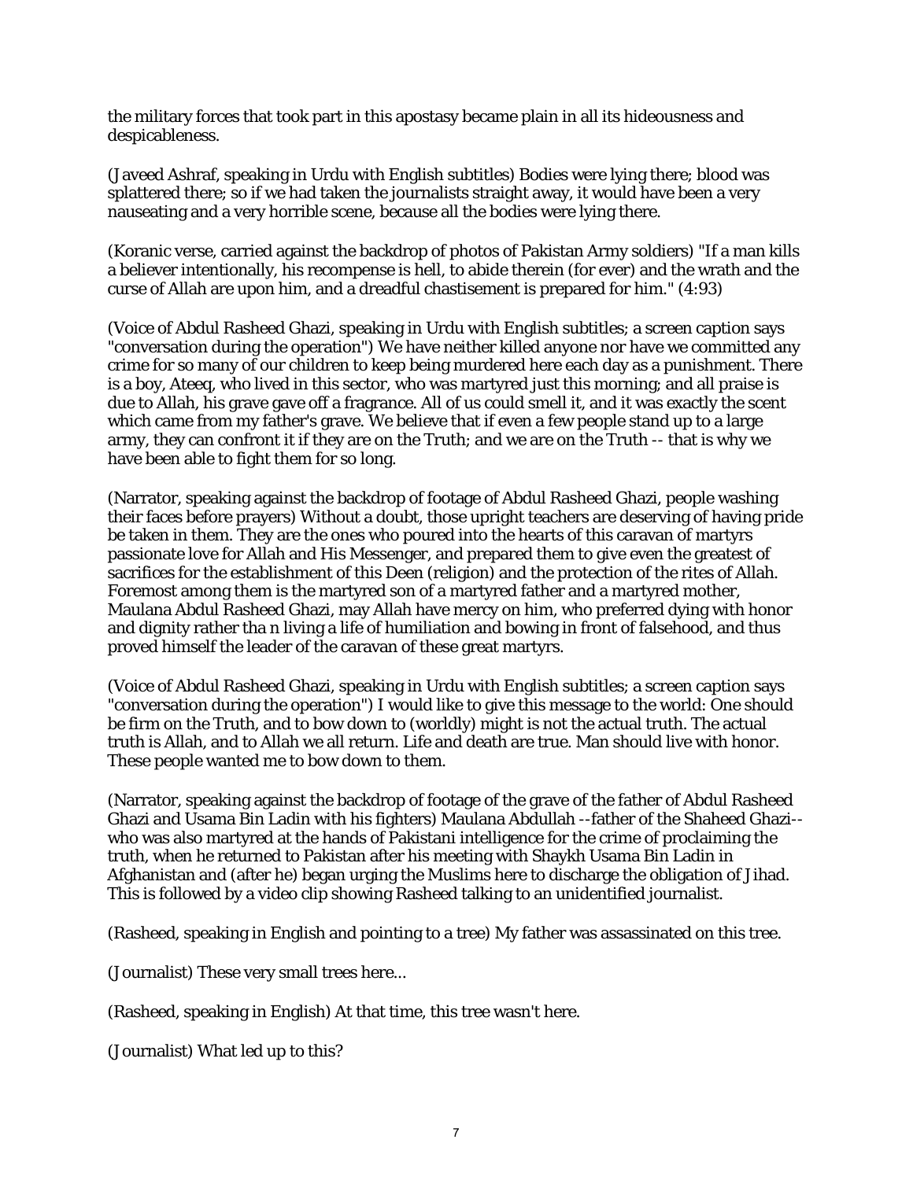the military forces that took part in this apostasy became plain in all its hideousness and despicableness.

(Javeed Ashraf, speaking in Urdu with English subtitles) Bodies were lying there; blood was splattered there; so if we had taken the journalists straight away, it would have been a very nauseating and a very horrible scene, because all the bodies were lying there.

(Koranic verse, carried against the backdrop of photos of Pakistan Army soldiers) "If a man kills a believer intentionally, his recompense is hell, to abide therein (for ever) and the wrath and the curse of Allah are upon him, and a dreadful chastisement is prepared for him." (4:93)

(Voice of Abdul Rasheed Ghazi, speaking in Urdu with English subtitles; a screen caption says "conversation during the operation") We have neither killed anyone nor have we committed any crime for so many of our children to keep being murdered here each day as a punishment. There is a boy, Ateeq, who lived in this sector, who was martyred just this morning; and all praise is due to Allah, his grave gave off a fragrance. All of us could smell it, and it was exactly the scent which came from my father's grave. We believe that if even a few people stand up to a large army, they can confront it if they are on the Truth; and we are on the Truth -- that is why we have been able to fight them for so long.

(Narrator, speaking against the backdrop of footage of Abdul Rasheed Ghazi, people washing their faces before prayers) Without a doubt, those upright teachers are deserving of having pride be taken in them. They are the ones who poured into the hearts of this caravan of martyrs passionate love for Allah and His Messenger, and prepared them to give even the greatest of sacrifices for the establishment of this Deen (religion) and the protection of the rites of Allah. Foremost among them is the martyred son of a martyred father and a martyred mother, Maulana Abdul Rasheed Ghazi, may Allah have mercy on him, who preferred dying with honor and dignity rather tha n living a life of humiliation and bowing in front of falsehood, and thus proved himself the leader of the caravan of these great martyrs.

(Voice of Abdul Rasheed Ghazi, speaking in Urdu with English subtitles; a screen caption says "conversation during the operation") I would like to give this message to the world: One should be firm on the Truth, and to bow down to (worldly) might is not the actual truth. The actual truth is Allah, and to Allah we all return. Life and death are true. Man should live with honor. These people wanted me to bow down to them.

(Narrator, speaking against the backdrop of footage of the grave of the father of Abdul Rasheed Ghazi and Usama Bin Ladin with his fighters) Maulana Abdullah --father of the Shaheed Ghazi-- who was also martyred at the hands of Pakistani intelligence for the crime of proclaiming the truth, when he returned to Pakistan after his meeting with Shaykh Usama Bin Ladin in Afghanistan and (after he) began urging the Muslims here to discharge the obligation of Jihad. This is followed by a video clip showing Rasheed talking to an unidentified journalist.

(Rasheed, speaking in English and pointing to a tree) My father was assassinated on this tree.

(Journalist) These very small trees here...

(Rasheed, speaking in English) At that time, this tree wasn't here.

(Journalist) What led up to this?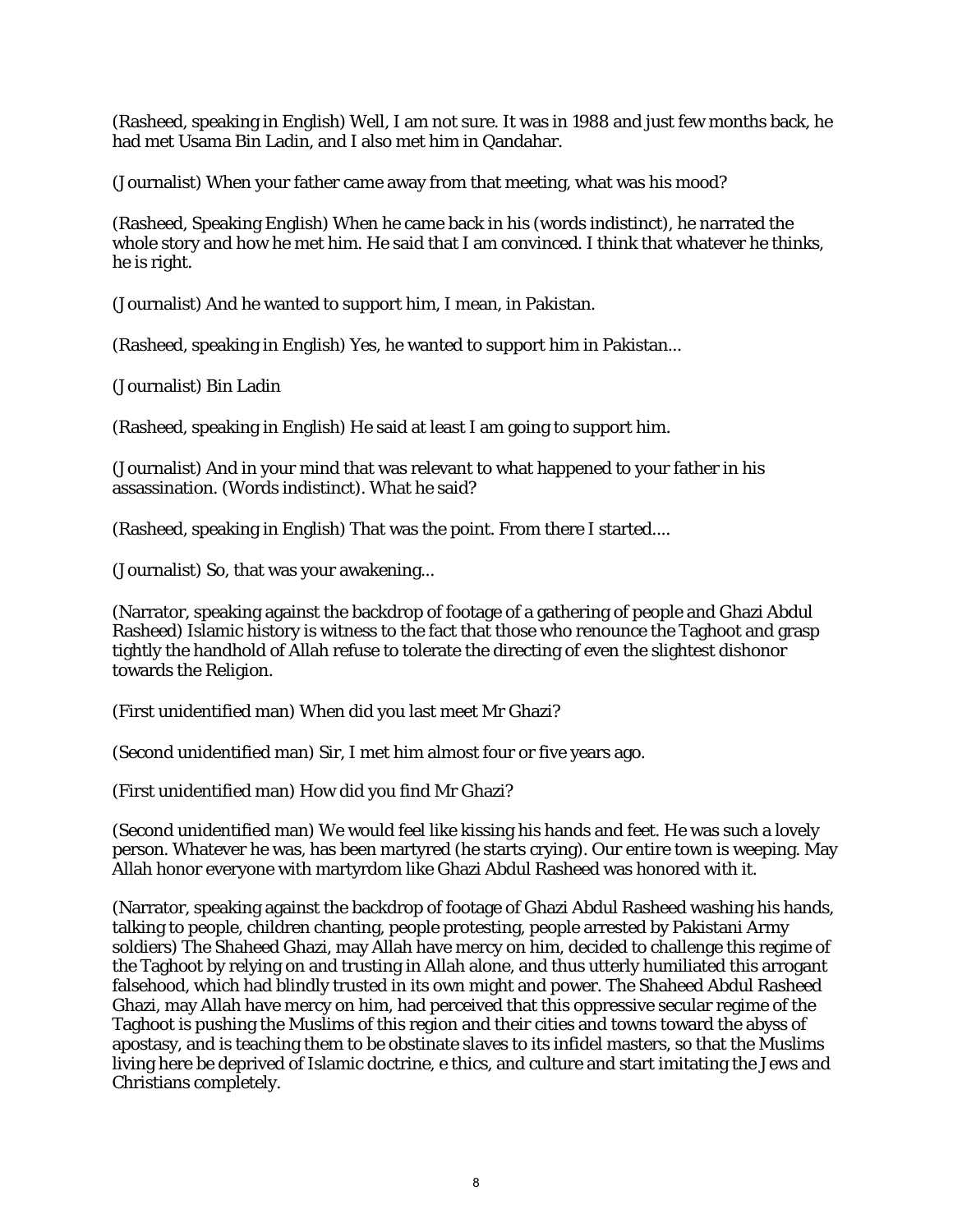(Rasheed, speaking in English) Well, I am not sure. It was in 1988 and just few months back, he had met Usama Bin Ladin, and I also met him in Qandahar.

(Journalist) When your father came away from that meeting, what was his mood?

(Rasheed, Speaking English) When he came back in his (words indistinct), he narrated the whole story and how he met him. He said that I am convinced. I think that whatever he thinks, he is right.

(Journalist) And he wanted to support him, I mean, in Pakistan.

(Rasheed, speaking in English) Yes, he wanted to support him in Pakistan...

(Journalist) Bin Ladin

(Rasheed, speaking in English) He said at least I am going to support him.

(Journalist) And in your mind that was relevant to what happened to your father in his assassination. (Words indistinct). What he said?

(Rasheed, speaking in English) That was the point. From there I started....

(Journalist) So, that was your awakening...

(Narrator, speaking against the backdrop of footage of a gathering of people and Ghazi Abdul Rasheed) Islamic history is witness to the fact that those who renounce the Taghoot and grasp tightly the handhold of Allah refuse to tolerate the directing of even the slightest dishonor towards the Religion.

(First unidentified man) When did you last meet Mr Ghazi?

(Second unidentified man) Sir, I met him almost four or five years ago.

(First unidentified man) How did you find Mr Ghazi?

(Second unidentified man) We would feel like kissing his hands and feet. He was such a lovely person. Whatever he was, has been martyred (he starts crying). Our entire town is weeping. May Allah honor everyone with martyrdom like Ghazi Abdul Rasheed was honored with it.

(Narrator, speaking against the backdrop of footage of Ghazi Abdul Rasheed washing his hands, talking to people, children chanting, people protesting, people arrested by Pakistani Army soldiers) The Shaheed Ghazi, may Allah have mercy on him, decided to challenge this regime of the Taghoot by relying on and trusting in Allah alone, and thus utterly humiliated this arrogant falsehood, which had blindly trusted in its own might and power. The Shaheed Abdul Rasheed Ghazi, may Allah have mercy on him, had perceived that this oppressive secular regime of the Taghoot is pushing the Muslims of this region and their cities and towns toward the abyss of apostasy, and is teaching them to be obstinate slaves to its infidel masters, so that the Muslims living here be deprived of Islamic doctrine, e thics, and culture and start imitating the Jews and Christians completely.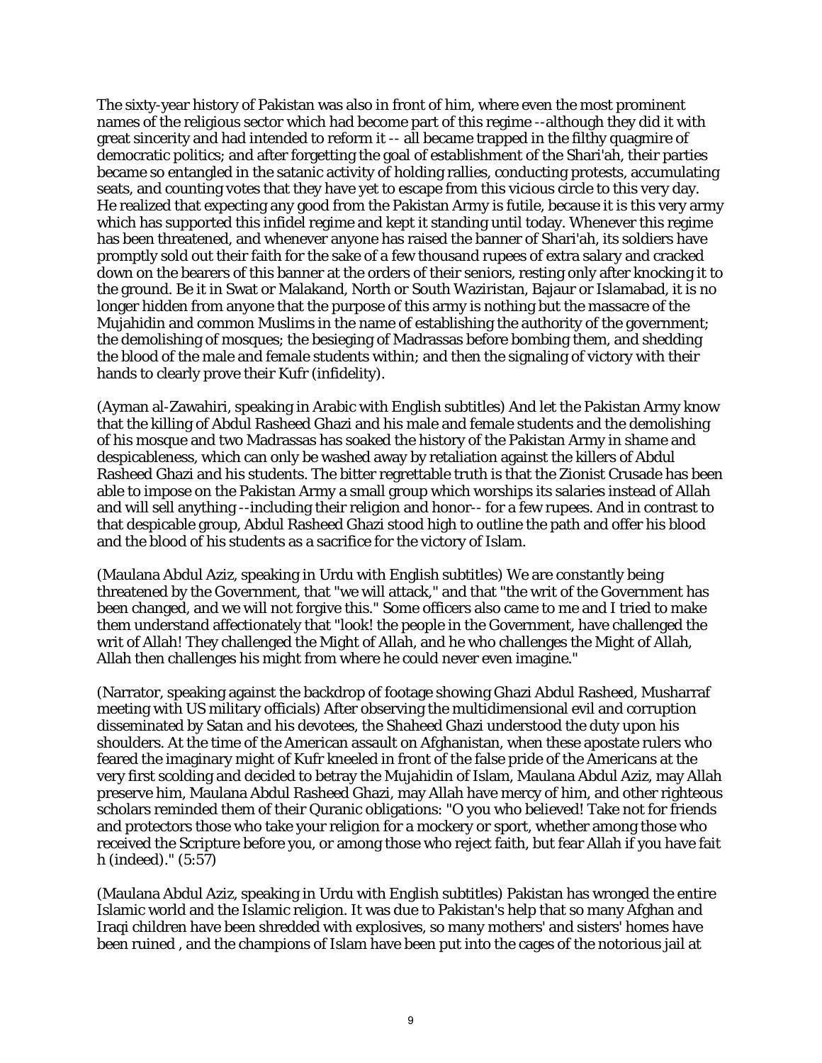The sixty-year history of Pakistan was also in front of him, where even the most prominent names of the religious sector which had become part of this regime --although they did it with great sincerity and had intended to reform it -- all became trapped in the filthy quagmire of democratic politics; and after forgetting the goal of establishment of the Shari'ah, their parties became so entangled in the satanic activity of holding rallies, conducting protests, accumulating seats, and counting votes that they have yet to escape from this vicious circle to this very day. He realized that expecting any good from the Pakistan Army is futile, because it is this very army which has supported this infidel regime and kept it standing until today. Whenever this regime has been threatened, and whenever anyone has raised the banner of Shari'ah, its soldiers have promptly sold out their faith for the sake of a few thousand rupees of extra salary and cracked down on the bearers of this banner at the orders of their seniors, resting only after knocking it to the ground. Be it in Swat or Malakand, North or South Waziristan, Bajaur or Islamabad, it is no longer hidden from anyone that the purpose of this army is nothing but the massacre of the Mujahidin and common Muslims in the name of establishing the authority of the government; the demolishing of mosques; the besieging of Madrassas before bombing them, and shedding the blood of the male and female students within; and then the signaling of victory with their hands to clearly prove their Kufr (infidelity).

(Ayman al-Zawahiri, speaking in Arabic with English subtitles) And let the Pakistan Army know that the killing of Abdul Rasheed Ghazi and his male and female students and the demolishing of his mosque and two Madrassas has soaked the history of the Pakistan Army in shame and despicableness, which can only be washed away by retaliation against the killers of Abdul Rasheed Ghazi and his students. The bitter regrettable truth is that the Zionist Crusade has been able to impose on the Pakistan Army a small group which worships its salaries instead of Allah and will sell anything --including their religion and honor-- for a few rupees. And in contrast to that despicable group, Abdul Rasheed Ghazi stood high to outline the path and offer his blood and the blood of his students as a sacrifice for the victory of Islam.

(Maulana Abdul Aziz, speaking in Urdu with English subtitles) We are constantly being threatened by the Government, that "we will attack," and that "the writ of the Government has been changed, and we will not forgive this." Some officers also came to me and I tried to make them understand affectionately that "look! the people in the Government, have challenged the writ of Allah! They challenged the Might of Allah, and he who challenges the Might of Allah, Allah then challenges his might from where he could never even imagine."

(Narrator, speaking against the backdrop of footage showing Ghazi Abdul Rasheed, Musharraf meeting with US military officials) After observing the multidimensional evil and corruption disseminated by Satan and his devotees, the Shaheed Ghazi understood the duty upon his shoulders. At the time of the American assault on Afghanistan, when these apostate rulers who feared the imaginary might of Kufr kneeled in front of the false pride of the Americans at the very first scolding and decided to betray the Mujahidin of Islam, Maulana Abdul Aziz, may Allah preserve him, Maulana Abdul Rasheed Ghazi, may Allah have mercy of him, and other righteous scholars reminded them of their Quranic obligations: "O you who believed! Take not for friends and protectors those who take your religion for a mockery or sport, whether among those who received the Scripture before you, or among those who reject faith, but fear Allah if you have fait h (indeed)." (5:57)

(Maulana Abdul Aziz, speaking in Urdu with English subtitles) Pakistan has wronged the entire Islamic world and the Islamic religion. It was due to Pakistan's help that so many Afghan and Iraqi children have been shredded with explosives, so many mothers' and sisters' homes have been ruined , and the champions of Islam have been put into the cages of the notorious jail at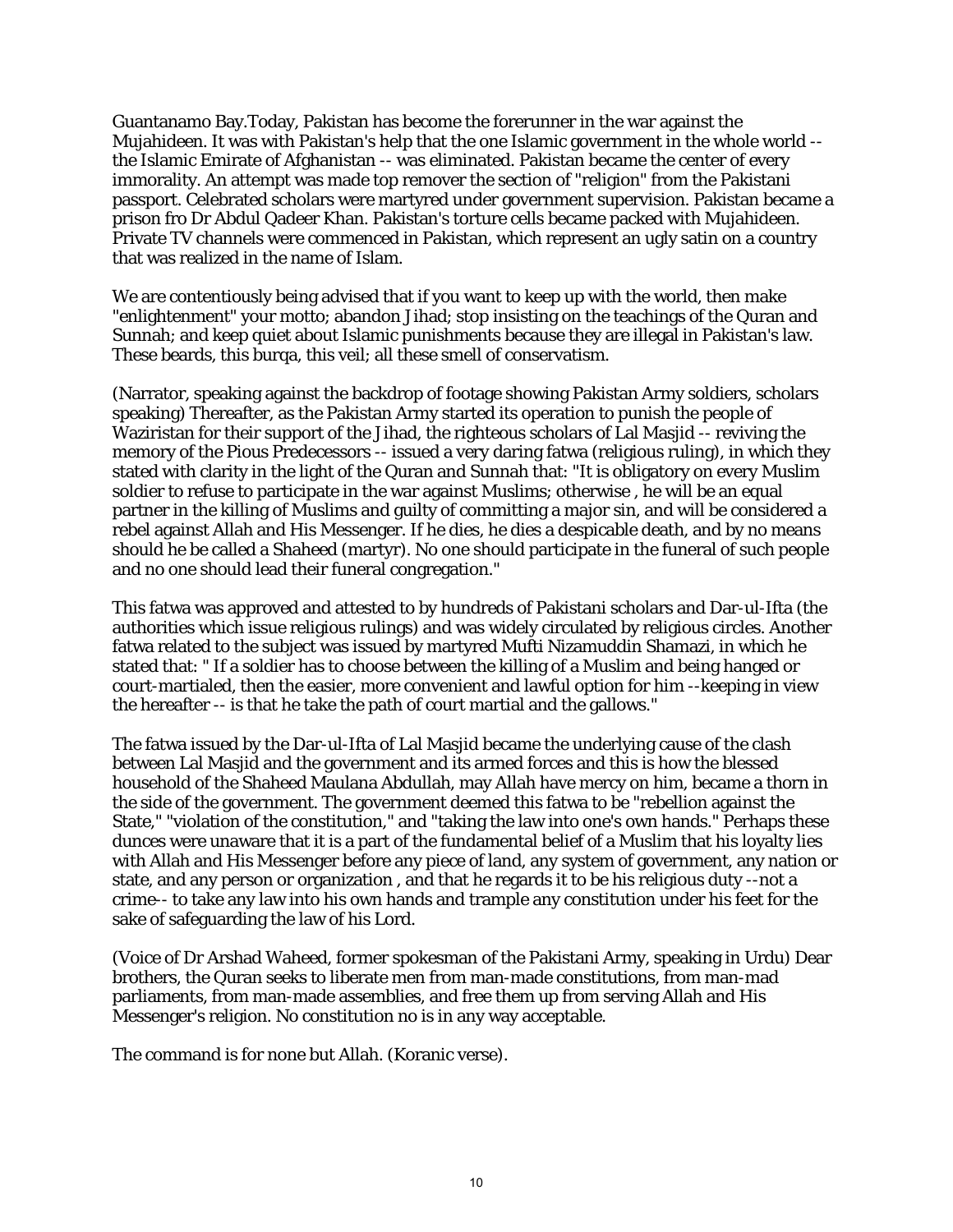Guantanamo Bay.Today, Pakistan has become the forerunner in the war against the Mujahideen. It was with Pakistan's help that the one Islamic government in the whole world -- the Islamic Emirate of Afghanistan -- was eliminated. Pakistan became the center of every immorality. An attempt was made top remover the section of "religion" from the Pakistani passport. Celebrated scholars were martyred under government supervision. Pakistan became a prison fro Dr Abdul Qadeer Khan. Pakistan's torture cells became packed with Mujahideen. Private TV channels were commenced in Pakistan, which represent an ugly satin on a country that was realized in the name of Islam.

We are contentiously being advised that if you want to keep up with the world, then make "enlightenment" your motto; abandon Jihad; stop insisting on the teachings of the Quran and Sunnah; and keep quiet about Islamic punishments because they are illegal in Pakistan's law. These beards, this burqa, this veil; all these smell of conservatism.

(Narrator, speaking against the backdrop of footage showing Pakistan Army soldiers, scholars speaking) Thereafter, as the Pakistan Army started its operation to punish the people of Waziristan for their support of the Jihad, the righteous scholars of Lal Masjid -- reviving the memory of the Pious Predecessors -- issued a very daring fatwa (religious ruling), in which they stated with clarity in the light of the Quran and Sunnah that: "It is obligatory on every Muslim soldier to refuse to participate in the war against Muslims; otherwise , he will be an equal partner in the killing of Muslims and guilty of committing a major sin, and will be considered a rebel against Allah and His Messenger. If he dies, he dies a despicable death, and by no means should he be called a Shaheed (martyr). No one should participate in the funeral of such people and no one should lead their funeral congregation."

This fatwa was approved and attested to by hundreds of Pakistani scholars and Dar-ul-Ifta (the authorities which issue religious rulings) and was widely circulated by religious circles. Another fatwa related to the subject was issued by martyred Mufti Nizamuddin Shamazi, in which he stated that: " If a soldier has to choose between the killing of a Muslim and being hanged or court-martialed, then the easier, more convenient and lawful option for him --keeping in view the hereafter -- is that he take the path of court martial and the gallows."

The fatwa issued by the Dar-ul-Ifta of Lal Masjid became the underlying cause of the clash between Lal Masjid and the government and its armed forces and this is how the blessed household of the Shaheed Maulana Abdullah, may Allah have mercy on him, became a thorn in the side of the government. The government deemed this fatwa to be "rebellion against the State," "violation of the constitution," and "taking the law into one's own hands." Perhaps these dunces were unaware that it is a part of the fundamental belief of a Muslim that his loyalty lies with Allah and His Messenger before any piece of land, any system of government, any nation or state, and any person or organization , and that he regards it to be his religious duty --not a crime-- to take any law into his own hands and trample any constitution under his feet for the sake of safeguarding the law of his Lord.

(Voice of Dr Arshad Waheed, former spokesman of the Pakistani Army, speaking in Urdu) Dear brothers, the Quran seeks to liberate men from man-made constitutions, from man-mad parliaments, from man-made assemblies, and free them up from serving Allah and His Messenger's religion. No constitution no is in any way acceptable.

The command is for none but Allah. (Koranic verse).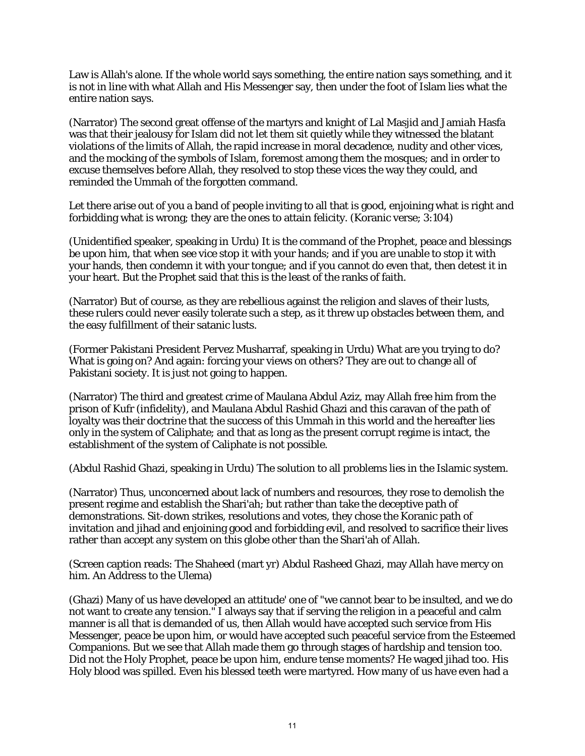Law is Allah's alone. If the whole world says something, the entire nation says something, and it is not in line with what Allah and His Messenger say, then under the foot of Islam lies what the entire nation says.

(Narrator) The second great offense of the martyrs and knight of Lal Masjid and Jamiah Hasfa was that their jealousy for Islam did not let them sit quietly while they witnessed the blatant violations of the limits of Allah, the rapid increase in moral decadence, nudity and other vices, and the mocking of the symbols of Islam, foremost among them the mosques; and in order to excuse themselves before Allah, they resolved to stop these vices the way they could, and reminded the Ummah of the forgotten command.

Let there arise out of you a band of people inviting to all that is good, enjoining what is right and forbidding what is wrong; they are the ones to attain felicity. (Koranic verse; 3:104)

(Unidentified speaker, speaking in Urdu) It is the command of the Prophet, peace and blessings be upon him, that when see vice stop it with your hands; and if you are unable to stop it with your hands, then condemn it with your tongue; and if you cannot do even that, then detest it in your heart. But the Prophet said that this is the least of the ranks of faith.

(Narrator) But of course, as they are rebellious against the religion and slaves of their lusts, these rulers could never easily tolerate such a step, as it threw up obstacles between them, and the easy fulfillment of their satanic lusts.

(Former Pakistani President Pervez Musharraf, speaking in Urdu) What are you trying to do? What is going on? And again: forcing your views on others? They are out to change all of Pakistani society. It is just not going to happen.

(Narrator) The third and greatest crime of Maulana Abdul Aziz, may Allah free him from the prison of Kufr (infidelity), and Maulana Abdul Rashid Ghazi and this caravan of the path of loyalty was their doctrine that the success of this Ummah in this world and the hereafter lies only in the system of Caliphate; and that as long as the present corrupt regime is intact, the establishment of the system of Caliphate is not possible.

(Abdul Rashid Ghazi, speaking in Urdu) The solution to all problems lies in the Islamic system.

(Narrator) Thus, unconcerned about lack of numbers and resources, they rose to demolish the present regime and establish the Shari'ah; but rather than take the deceptive path of demonstrations. Sit-down strikes, resolutions and votes, they chose the Koranic path of invitation and jihad and enjoining good and forbidding evil, and resolved to sacrifice their lives rather than accept any system on this globe other than the Shari'ah of Allah.

(Screen caption reads: The Shaheed (mart yr) Abdul Rasheed Ghazi, may Allah have mercy on him. An Address to the Ulema)

(Ghazi) Many of us have developed an attitude' one of "we cannot bear to be insulted, and we do not want to create any tension." I always say that if serving the religion in a peaceful and calm manner is all that is demanded of us, then Allah would have accepted such service from His Messenger, peace be upon him, or would have accepted such peaceful service from the Esteemed Companions. But we see that Allah made them go through stages of hardship and tension too. Did not the Holy Prophet, peace be upon him, endure tense moments? He waged jihad too. His Holy blood was spilled. Even his blessed teeth were martyred. How many of us have even had a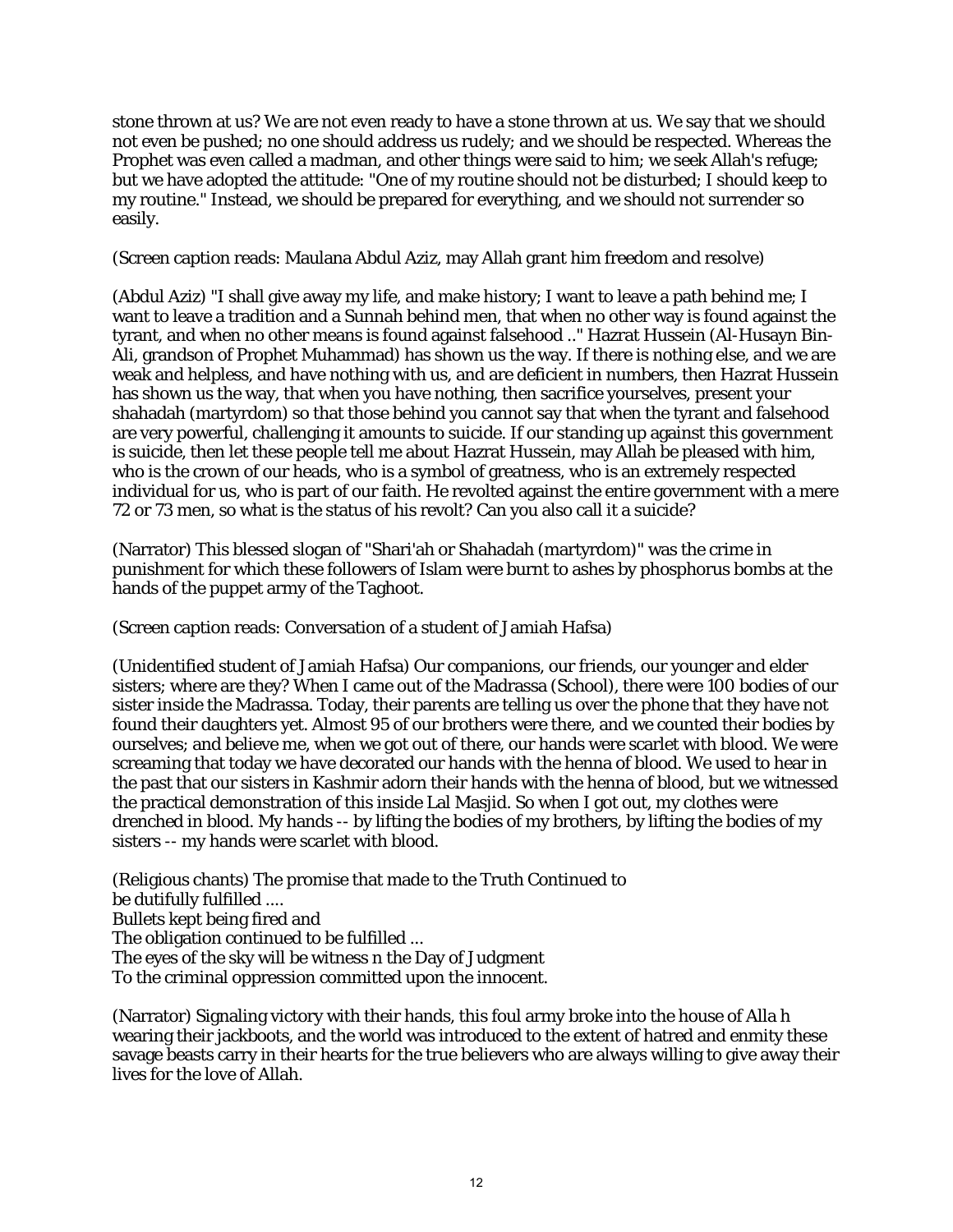stone thrown at us? We are not even ready to have a stone thrown at us. We say that we should not even be pushed; no one should address us rudely; and we should be respected. Whereas the Prophet was even called a madman, and other things were said to him; we seek Allah's refuge; but we have adopted the attitude: "One of my routine should not be disturbed; I should keep to my routine." Instead, we should be prepared for everything, and we should not surrender so easily.

(Screen caption reads: Maulana Abdul Aziz, may Allah grant him freedom and resolve)

(Abdul Aziz) "I shall give away my life, and make history; I want to leave a path behind me; I want to leave a tradition and a Sunnah behind men, that when no other way is found against the tyrant, and when no other means is found against falsehood .." Hazrat Hussein (Al-Husayn Bin-Ali, grandson of Prophet Muhammad) has shown us the way. If there is nothing else, and we are weak and helpless, and have nothing with us, and are deficient in numbers, then Hazrat Hussein has shown us the way, that when you have nothing, then sacrifice yourselves, present your shahadah (martyrdom) so that those behind you cannot say that when the tyrant and falsehood are very powerful, challenging it amounts to suicide. If our standing up against this government is suicide, then let these people tell me about Hazrat Hussein, may Allah be pleased with him, who is the crown of our heads, who is a symbol of greatness, who is an extremely respected individual for us, who is part of our faith. He revolted against the entire government with a mere 72 or 73 men, so what is the status of his revolt? Can you also call it a suicide?

(Narrator) This blessed slogan of "Shari'ah or Shahadah (martyrdom)" was the crime in punishment for which these followers of Islam were burnt to ashes by phosphorus bombs at the hands of the puppet army of the Taghoot.

(Screen caption reads: Conversation of a student of Jamiah Hafsa)

(Unidentified student of Jamiah Hafsa) Our companions, our friends, our younger and elder sisters; where are they? When I came out of the Madrassa (School), there were 100 bodies of our sister inside the Madrassa. Today, their parents are telling us over the phone that they have not found their daughters yet. Almost 95 of our brothers were there, and we counted their bodies by ourselves; and believe me, when we got out of there, our hands were scarlet with blood. We were screaming that today we have decorated our hands with the henna of blood. We used to hear in the past that our sisters in Kashmir adorn their hands with the henna of blood, but we witnessed the practical demonstration of this inside Lal Masjid. So when I got out, my clothes were drenched in blood. My hands -- by lifting the bodies of my brothers, by lifting the bodies of my sisters -- my hands were scarlet with blood.

(Religious chants) The promise that made to the Truth Continued to
be dutifully fulfilled ....
Bullets kept being fired and
The obligation continued to be fulfilled ...
The eyes of the sky will be witness n the Day of Judgment
To the criminal oppression committed upon the innocent.

(Narrator) Signaling victory with their hands, this foul army broke into the house of Alla h wearing their jackboots, and the world was introduced to the extent of hatred and enmity these savage beasts carry in their hearts for the true believers who are always willing to give away their lives for the love of Allah.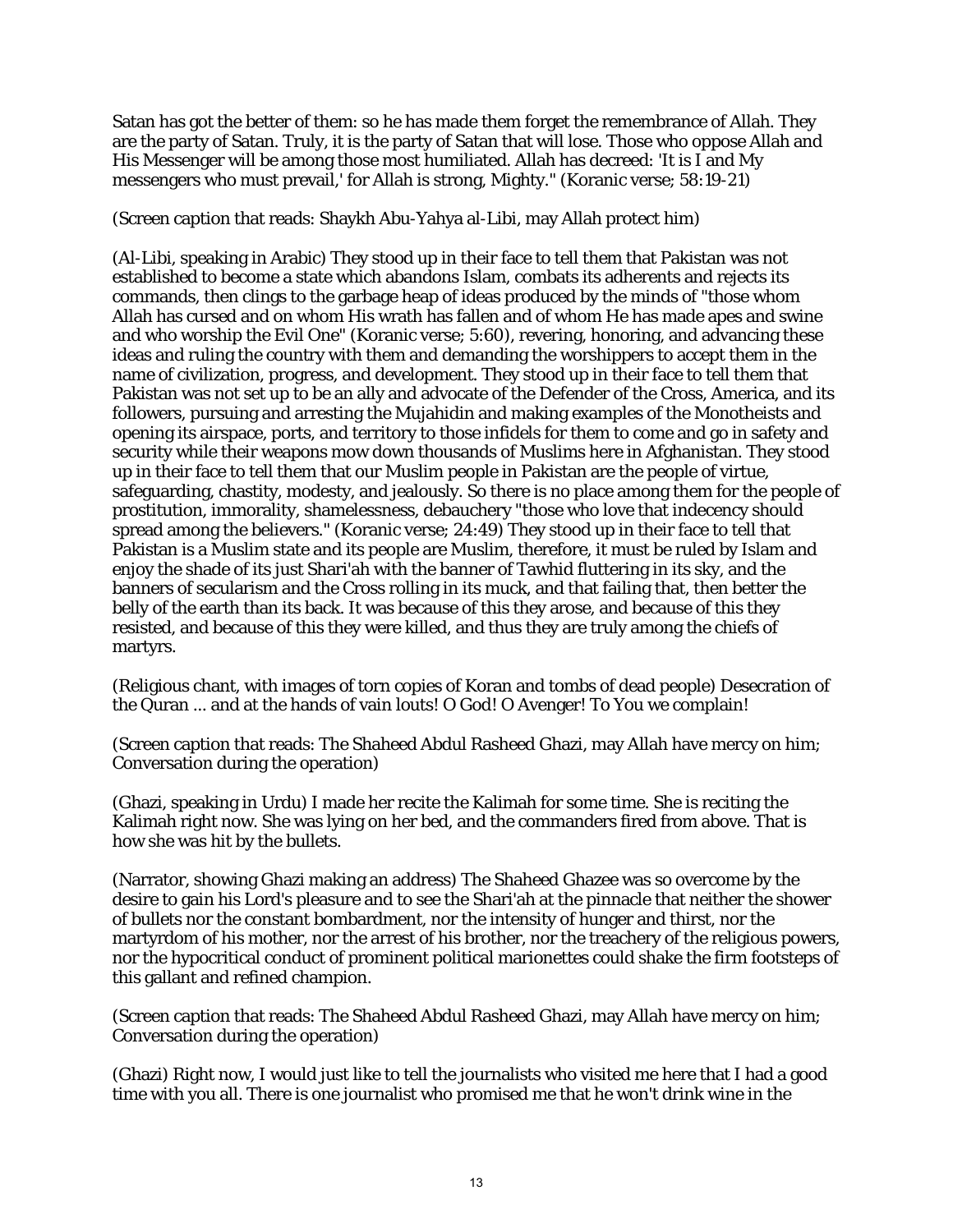Satan has got the better of them: so he has made them forget the remembrance of Allah. They are the party of Satan. Truly, it is the party of Satan that will lose. Those who oppose Allah and His Messenger will be among those most humiliated. Allah has decreed: 'It is I and My messengers who must prevail,' for Allah is strong, Mighty." (Koranic verse; 58:19-21)

(Screen caption that reads: Shaykh Abu-Yahya al-Libi, may Allah protect him)

(Al-Libi, speaking in Arabic) They stood up in their face to tell them that Pakistan was not established to become a state which abandons Islam, combats its adherents and rejects its commands, then clings to the garbage heap of ideas produced by the minds of "those whom Allah has cursed and on whom His wrath has fallen and of whom He has made apes and swine and who worship the Evil One" (Koranic verse; 5:60), revering, honoring, and advancing these ideas and ruling the country with them and demanding the worshippers to accept them in the name of civilization, progress, and development. They stood up in their face to tell them that Pakistan was not set up to be an ally and advocate of the Defender of the Cross, America, and its followers, pursuing and arresting the Mujahidin and making examples of the Monotheists and opening its airspace, ports, and territory to those infidels for them to come and go in safety and security while their weapons mow down thousands of Muslims here in Afghanistan. They stood up in their face to tell them that our Muslim people in Pakistan are the people of virtue, safeguarding, chastity, modesty, and jealously. So there is no place among them for the people of prostitution, immorality, shamelessness, debauchery "those who love that indecency should spread among the believers." (Koranic verse; 24:49) They stood up in their face to tell that Pakistan is a Muslim state and its people are Muslim, therefore, it must be ruled by Islam and enjoy the shade of its just Shari'ah with the banner of Tawhid fluttering in its sky, and the banners of secularism and the Cross rolling in its muck, and that failing that, then better the belly of the earth than its back. It was because of this they arose, and because of this they resisted, and because of this they were killed, and thus they are truly among the chiefs of martyrs.

(Religious chant, with images of torn copies of Koran and tombs of dead people) Desecration of the Quran ... and at the hands of vain louts! O God! O Avenger! To You we complain!

(Screen caption that reads: The Shaheed Abdul Rasheed Ghazi, may Allah have mercy on him; Conversation during the operation)

(Ghazi, speaking in Urdu) I made her recite the Kalimah for some time. She is reciting the Kalimah right now. She was lying on her bed, and the commanders fired from above. That is how she was hit by the bullets.

(Narrator, showing Ghazi making an address) The Shaheed Ghazee was so overcome by the desire to gain his Lord's pleasure and to see the Shari'ah at the pinnacle that neither the shower of bullets nor the constant bombardment, nor the intensity of hunger and thirst, nor the martyrdom of his mother, nor the arrest of his brother, nor the treachery of the religious powers, nor the hypocritical conduct of prominent political marionettes could shake the firm footsteps of this gallant and refined champion.

(Screen caption that reads: The Shaheed Abdul Rasheed Ghazi, may Allah have mercy on him; Conversation during the operation)

(Ghazi) Right now, I would just like to tell the journalists who visited me here that I had a good time with you all. There is one journalist who promised me that he won't drink wine in the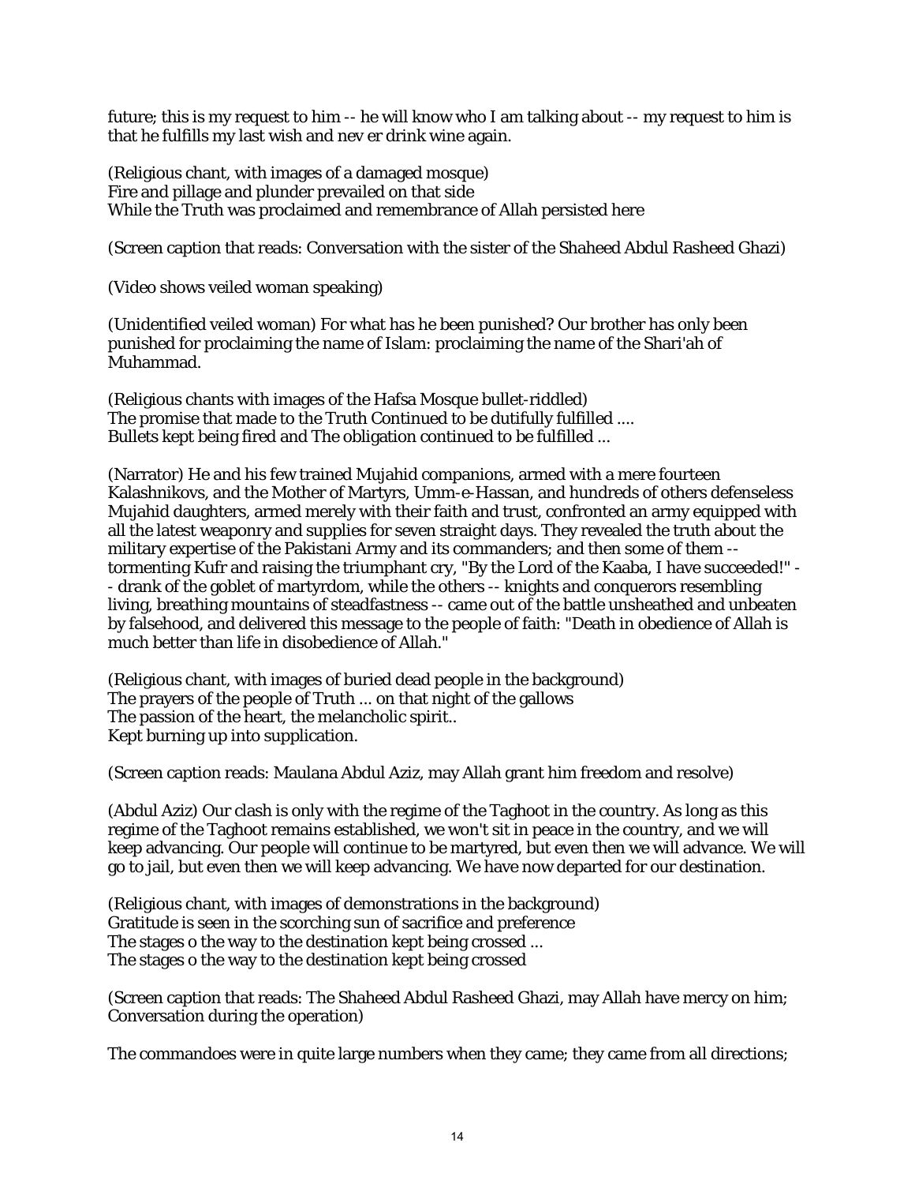future; this is my request to him -- he will know who I am talking about -- my request to him is that he fulfills my last wish and nev er drink wine again.

(Religious chant, with images of a damaged mosque)
Fire and pillage and plunder prevailed on that side
While the Truth was proclaimed and remembrance of Allah persisted here

(Screen caption that reads: Conversation with the sister of the Shaheed Abdul Rasheed Ghazi)

(Video shows veiled woman speaking)

(Unidentified veiled woman) For what has he been punished? Our brother has only been punished for proclaiming the name of Islam: proclaiming the name of the Shari'ah of Muhammad.

(Religious chants with images of the Hafsa Mosque bullet-riddled)
The promise that made to the Truth Continued to be dutifully fulfilled ....
Bullets kept being fired and The obligation continued to be fulfilled ...

(Narrator) He and his few trained Mujahid companions, armed with a mere fourteen Kalashnikovs, and the Mother of Martyrs, Umm-e-Hassan, and hundreds of others defenseless Mujahid daughters, armed merely with their faith and trust, confronted an army equipped with all the latest weaponry and supplies for seven straight days. They revealed the truth about the military expertise of the Pakistani Army and its commanders; and then some of them -- tormenting Kufr and raising the triumphant cry, "By the Lord of the Kaaba, I have succeeded!" -- drank of the goblet of martyrdom, while the others -- knights and conquerors resembling living, breathing mountains of steadfastness -- came out of the battle unsheathed and unbeaten by falsehood, and delivered this message to the people of faith: "Death in obedience of Allah is much better than life in disobedience of Allah."

(Religious chant, with images of buried dead people in the background)
The prayers of the people of Truth ... on that night of the gallows
The passion of the heart, the melancholic spirit..
Kept burning up into supplication.

(Screen caption reads: Maulana Abdul Aziz, may Allah grant him freedom and resolve)

(Abdul Aziz) Our clash is only with the regime of the Taghoot in the country. As long as this regime of the Taghoot remains established, we won't sit in peace in the country, and we will keep advancing. Our people will continue to be martyred, but even then we will advance. We will go to jail, but even then we will keep advancing. We have now departed for our destination.

(Religious chant, with images of demonstrations in the background)
Gratitude is seen in the scorching sun of sacrifice and preference
The stages o the way to the destination kept being crossed ...
The stages o the way to the destination kept being crossed

(Screen caption that reads: The Shaheed Abdul Rasheed Ghazi, may Allah have mercy on him; Conversation during the operation)

The commandoes were in quite large numbers when they came; they came from all directions;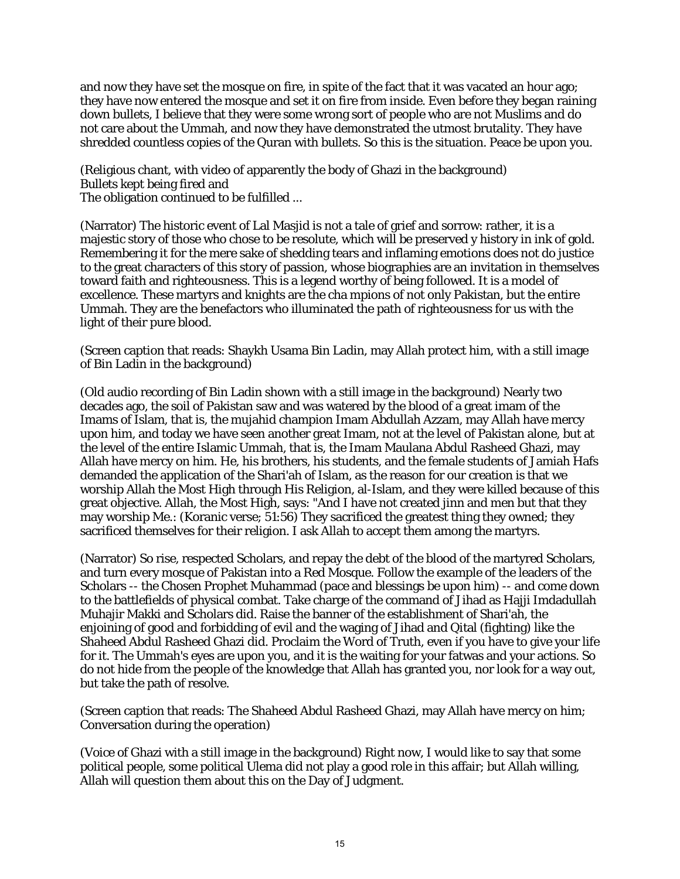and now they have set the mosque on fire, in spite of the fact that it was vacated an hour ago; they have now entered the mosque and set it on fire from inside. Even before they began raining down bullets, I believe that they were some wrong sort of people who are not Muslims and do not care about the Ummah, and now they have demonstrated the utmost brutality. They have shredded countless copies of the Quran with bullets. So this is the situation. Peace be upon you.

(Religious chant, with video of apparently the body of Ghazi in the background)
Bullets kept being fired and
The obligation continued to be fulfilled ...

(Narrator) The historic event of Lal Masjid is not a tale of grief and sorrow: rather, it is a majestic story of those who chose to be resolute, which will be preserved y history in ink of gold. Remembering it for the mere sake of shedding tears and inflaming emotions does not do justice to the great characters of this story of passion, whose biographies are an invitation in themselves toward faith and righteousness. This is a legend worthy of being followed. It is a model of excellence. These martyrs and knights are the cha mpions of not only Pakistan, but the entire Ummah. They are the benefactors who illuminated the path of righteousness for us with the light of their pure blood.

(Screen caption that reads: Shaykh Usama Bin Ladin, may Allah protect him, with a still image of Bin Ladin in the background)

(Old audio recording of Bin Ladin shown with a still image in the background) Nearly two decades ago, the soil of Pakistan saw and was watered by the blood of a great imam of the Imams of Islam, that is, the mujahid champion Imam Abdullah Azzam, may Allah have mercy upon him, and today we have seen another great Imam, not at the level of Pakistan alone, but at the level of the entire Islamic Ummah, that is, the Imam Maulana Abdul Rasheed Ghazi, may Allah have mercy on him. He, his brothers, his students, and the female students of Jamiah Hafs demanded the application of the Shari'ah of Islam, as the reason for our creation is that we worship Allah the Most High through His Religion, al-Islam, and they were killed because of this great objective. Allah, the Most High, says: "And I have not created jinn and men but that they may worship Me.: (Koranic verse; 51:56) They sacrificed the greatest thing they owned; they sacrificed themselves for their religion. I ask Allah to accept them among the martyrs.

(Narrator) So rise, respected Scholars, and repay the debt of the blood of the martyred Scholars, and turn every mosque of Pakistan into a Red Mosque. Follow the example of the leaders of the Scholars -- the Chosen Prophet Muhammad (pace and blessings be upon him) -- and come down to the battlefields of physical combat. Take charge of the command of Jihad as Hajji Imdadullah Muhajir Makki and Scholars did. Raise the banner of the establishment of Shari'ah, the enjoining of good and forbidding of evil and the waging of Jihad and Qital (fighting) like the Shaheed Abdul Rasheed Ghazi did. Proclaim the Word of Truth, even if you have to give your life for it. The Ummah's eyes are upon you, and it is the waiting for your fatwas and your actions. So do not hide from the people of the knowledge that Allah has granted you, nor look for a way out, but take the path of resolve.

(Screen caption that reads: The Shaheed Abdul Rasheed Ghazi, may Allah have mercy on him; Conversation during the operation)

(Voice of Ghazi with a still image in the background) Right now, I would like to say that some political people, some political Ulema did not play a good role in this affair; but Allah willing, Allah will question them about this on the Day of Judgment.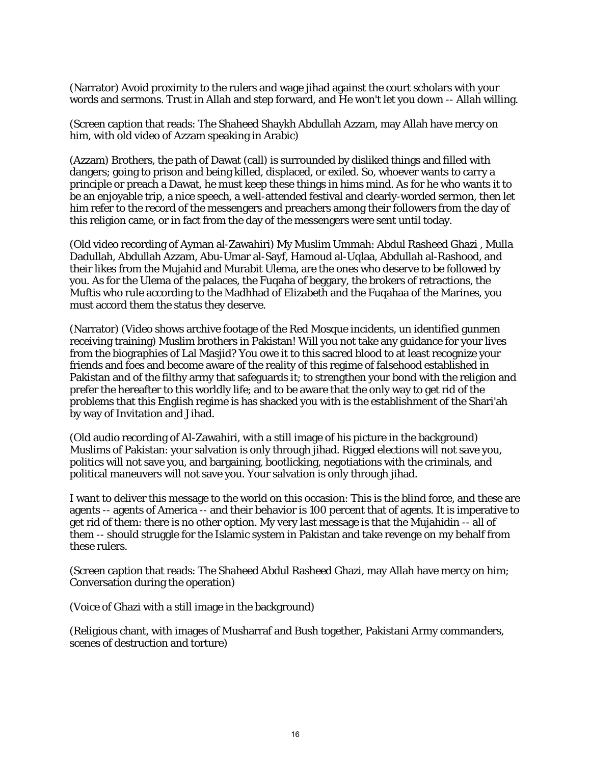(Narrator) Avoid proximity to the rulers and wage jihad against the court scholars with your words and sermons. Trust in Allah and step forward, and He won't let you down -- Allah willing.

(Screen caption that reads: The Shaheed Shaykh Abdullah Azzam, may Allah have mercy on him, with old video of Azzam speaking in Arabic)

(Azzam) Brothers, the path of Dawat (call) is surrounded by disliked things and filled with dangers; going to prison and being killed, displaced, or exiled. So, whoever wants to carry a principle or preach a Dawat, he must keep these things in hims mind. As for he who wants it to be an enjoyable trip, a nice speech, a well-attended festival and clearly-worded sermon, then let him refer to the record of the messengers and preachers among their followers from the day of this religion came, or in fact from the day of the messengers were sent until today.

(Old video recording of Ayman al-Zawahiri) My Muslim Ummah: Abdul Rasheed Ghazi , Mulla Dadullah, Abdullah Azzam, Abu-Umar al-Sayf, Hamoud al-Uqlaa, Abdullah al-Rashood, and their likes from the Mujahid and Murabit Ulema, are the ones who deserve to be followed by you. As for the Ulema of the palaces, the Fuqaha of beggary, the brokers of retractions, the Muftis who rule according to the Madhhad of Elizabeth and the Fuqahaa of the Marines, you must accord them the status they deserve.

(Narrator) (Video shows archive footage of the Red Mosque incidents, un identified gunmen receiving training) Muslim brothers in Pakistan! Will you not take any guidance for your lives from the biographies of Lal Masjid? You owe it to this sacred blood to at least recognize your friends and foes and become aware of the reality of this regime of falsehood established in Pakistan and of the filthy army that safeguards it; to strengthen your bond with the religion and prefer the hereafter to this worldly life; and to be aware that the only way to get rid of the problems that this English regime is has shacked you with is the establishment of the Shari'ah by way of Invitation and Jihad.

(Old audio recording of Al-Zawahiri, with a still image of his picture in the background) Muslims of Pakistan: your salvation is only through jihad. Rigged elections will not save you, politics will not save you, and bargaining, bootlicking, negotiations with the criminals, and political maneuvers will not save you. Your salvation is only through jihad.

I want to deliver this message to the world on this occasion: This is the blind force, and these are agents -- agents of America -- and their behavior is 100 percent that of agents. It is imperative to get rid of them: there is no other option. My very last message is that the Mujahidin -- all of them -- should struggle for the Islamic system in Pakistan and take revenge on my behalf from these rulers.

(Screen caption that reads: The Shaheed Abdul Rasheed Ghazi, may Allah have mercy on him; Conversation during the operation)

(Voice of Ghazi with a still image in the background)

(Religious chant, with images of Musharraf and Bush together, Pakistani Army commanders, scenes of destruction and torture)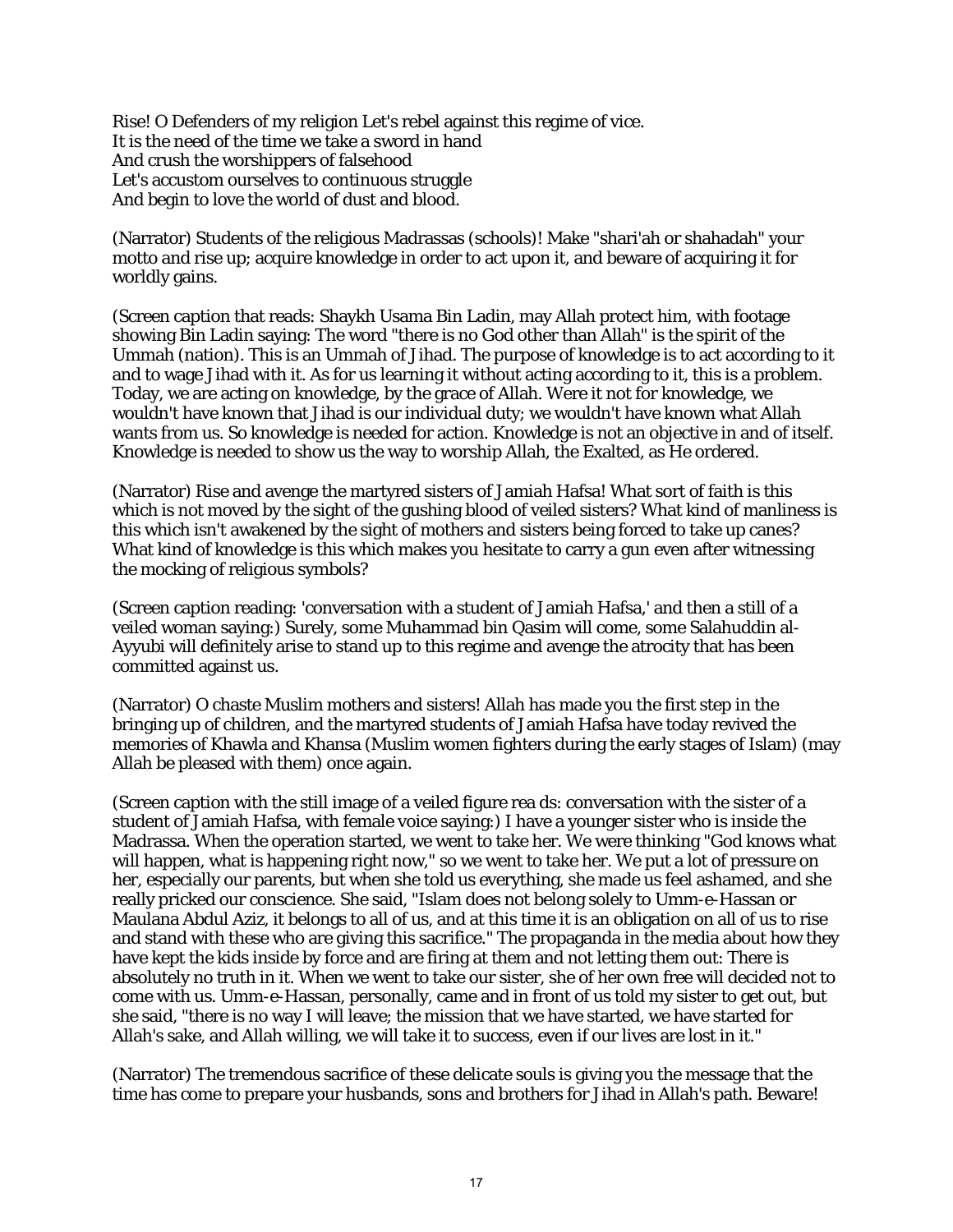Rise! O Defenders of my religion Let's rebel against this regime of vice.
It is the need of the time we take a sword in hand
And crush the worshippers of falsehood
Let's accustom ourselves to continuous struggle
And begin to love the world of dust and blood.

(Narrator) Students of the religious Madrassas (schools)! Make "shari'ah or shahadah" your motto and rise up; acquire knowledge in order to act upon it, and beware of acquiring it for worldly gains.

(Screen caption that reads: Shaykh Usama Bin Ladin, may Allah protect him, with footage showing Bin Ladin saying: The word "there is no God other than Allah" is the spirit of the Ummah (nation). This is an Ummah of Jihad. The purpose of knowledge is to act according to it and to wage Jihad with it. As for us learning it without acting according to it, this is a problem. Today, we are acting on knowledge, by the grace of Allah. Were it not for knowledge, we wouldn't have known that Jihad is our individual duty; we wouldn't have known what Allah wants from us. So knowledge is needed for action. Knowledge is not an objective in and of itself. Knowledge is needed to show us the way to worship Allah, the Exalted, as He ordered.

(Narrator) Rise and avenge the martyred sisters of Jamiah Hafsa! What sort of faith is this which is not moved by the sight of the gushing blood of veiled sisters? What kind of manliness is this which isn't awakened by the sight of mothers and sisters being forced to take up canes? What kind of knowledge is this which makes you hesitate to carry a gun even after witnessing the mocking of religious symbols?

(Screen caption reading: 'conversation with a student of Jamiah Hafsa,' and then a still of a veiled woman saying:) Surely, some Muhammad bin Qasim will come, some Salahuddin al-Ayyubi will definitely arise to stand up to this regime and avenge the atrocity that has been committed against us.

(Narrator) O chaste Muslim mothers and sisters! Allah has made you the first step in the bringing up of children, and the martyred students of Jamiah Hafsa have today revived the memories of Khawla and Khansa (Muslim women fighters during the early stages of Islam) (may Allah be pleased with them) once again.

(Screen caption with the still image of a veiled figure rea ds: conversation with the sister of a student of Jamiah Hafsa, with female voice saying:) I have a younger sister who is inside the Madrassa. When the operation started, we went to take her. We were thinking "God knows what will happen, what is happening right now," so we went to take her. We put a lot of pressure on her, especially our parents, but when she told us everything, she made us feel ashamed, and she really pricked our conscience. She said, "Islam does not belong solely to Umm-e-Hassan or Maulana Abdul Aziz, it belongs to all of us, and at this time it is an obligation on all of us to rise and stand with these who are giving this sacrifice." The propaganda in the media about how they have kept the kids inside by force and are firing at them and not letting them out: There is absolutely no truth in it. When we went to take our sister, she of her own free will decided not to come with us. Umm-e-Hassan, personally, came and in front of us told my sister to get out, but she said, "there is no way I will leave; the mission that we have started, we have started for Allah's sake, and Allah willing, we will take it to success, even if our lives are lost in it."

(Narrator) The tremendous sacrifice of these delicate souls is giving you the message that the time has come to prepare your husbands, sons and brothers for Jihad in Allah's path. Beware!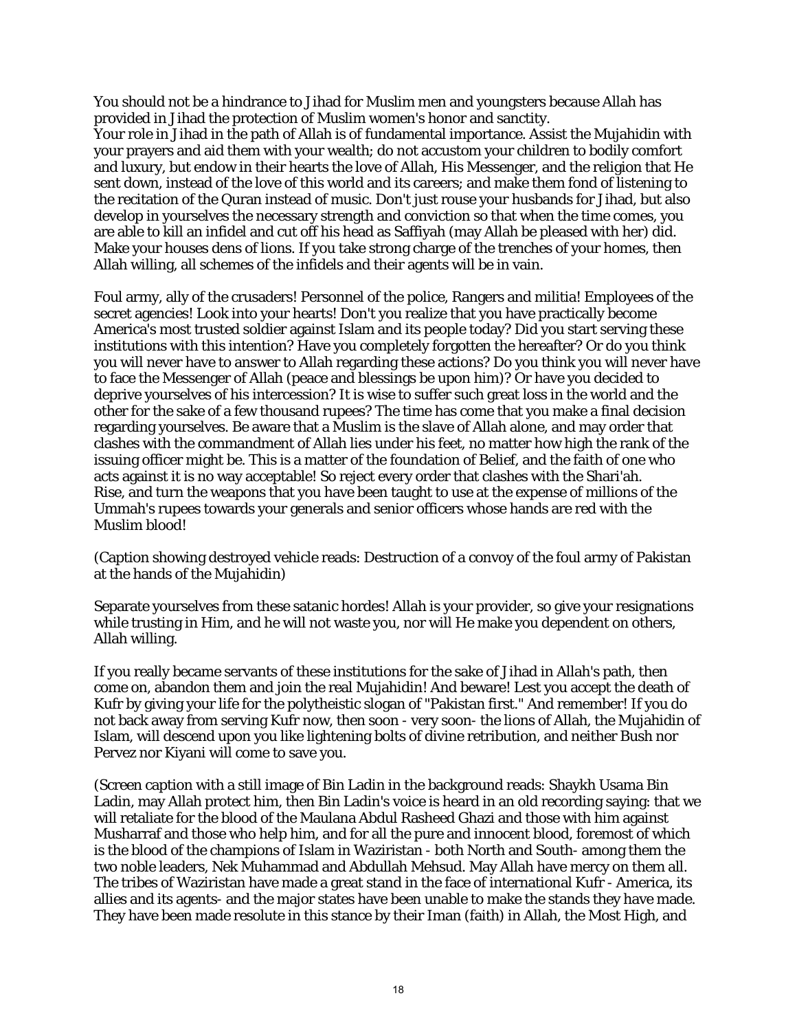You should not be a hindrance to Jihad for Muslim men and youngsters because Allah has provided in Jihad the protection of Muslim women's honor and sanctity.
Your role in Jihad in the path of Allah is of fundamental importance. Assist the Mujahidin with your prayers and aid them with your wealth; do not accustom your children to bodily comfort and luxury, but endow in their hearts the love of Allah, His Messenger, and the religion that He sent down, instead of the love of this world and its careers; and make them fond of listening to the recitation of the Quran instead of music. Don't just rouse your husbands for Jihad, but also develop in yourselves the necessary strength and conviction so that when the time comes, you are able to kill an infidel and cut off his head as Saffiyah (may Allah be pleased with her) did. Make your houses dens of lions. If you take strong charge of the trenches of your homes, then Allah willing, all schemes of the infidels and their agents will be in vain.

Foul army, ally of the crusaders! Personnel of the police, Rangers and militia! Employees of the secret agencies! Look into your hearts! Don't you realize that you have practically become America's most trusted soldier against Islam and its people today? Did you start serving these institutions with this intention? Have you completely forgotten the hereafter? Or do you think you will never have to answer to Allah regarding these actions? Do you think you will never have to face the Messenger of Allah (peace and blessings be upon him)? Or have you decided to deprive yourselves of his intercession? It is wise to suffer such great loss in the world and the other for the sake of a few thousand rupees? The time has come that you make a final decision regarding yourselves. Be aware that a Muslim is the slave of Allah alone, and may order that clashes with the commandment of Allah lies under his feet, no matter how high the rank of the issuing officer might be. This is a matter of the foundation of Belief, and the faith of one who acts against it is no way acceptable! So reject every order that clashes with the Shari'ah.
Rise, and turn the weapons that you have been taught to use at the expense of millions of the Ummah's rupees towards your generals and senior officers whose hands are red with the Muslim blood!

(Caption showing destroyed vehicle reads: Destruction of a convoy of the foul army of Pakistan at the hands of the Mujahidin)

Separate yourselves from these satanic hordes! Allah is your provider, so give your resignations while trusting in Him, and he will not waste you, nor will He make you dependent on others, Allah willing.

If you really became servants of these institutions for the sake of Jihad in Allah's path, then come on, abandon them and join the real Mujahidin! And beware! Lest you accept the death of Kufr by giving your life for the polytheistic slogan of "Pakistan first." And remember! If you do not back away from serving Kufr now, then soon - very soon- the lions of Allah, the Mujahidin of Islam, will descend upon you like lightening bolts of divine retribution, and neither Bush nor Pervez nor Kiyani will come to save you.

(Screen caption with a still image of Bin Ladin in the background reads: Shaykh Usama Bin Ladin, may Allah protect him, then Bin Ladin's voice is heard in an old recording saying: that we will retaliate for the blood of the Maulana Abdul Rasheed Ghazi and those with him against Musharraf and those who help him, and for all the pure and innocent blood, foremost of which is the blood of the champions of Islam in Waziristan - both North and South- among them the two noble leaders, Nek Muhammad and Abdullah Mehsud. May Allah have mercy on them all. The tribes of Waziristan have made a great stand in the face of international Kufr - America, its allies and its agents- and the major states have been unable to make the stands they have made. They have been made resolute in this stance by their Iman (faith) in Allah, the Most High, and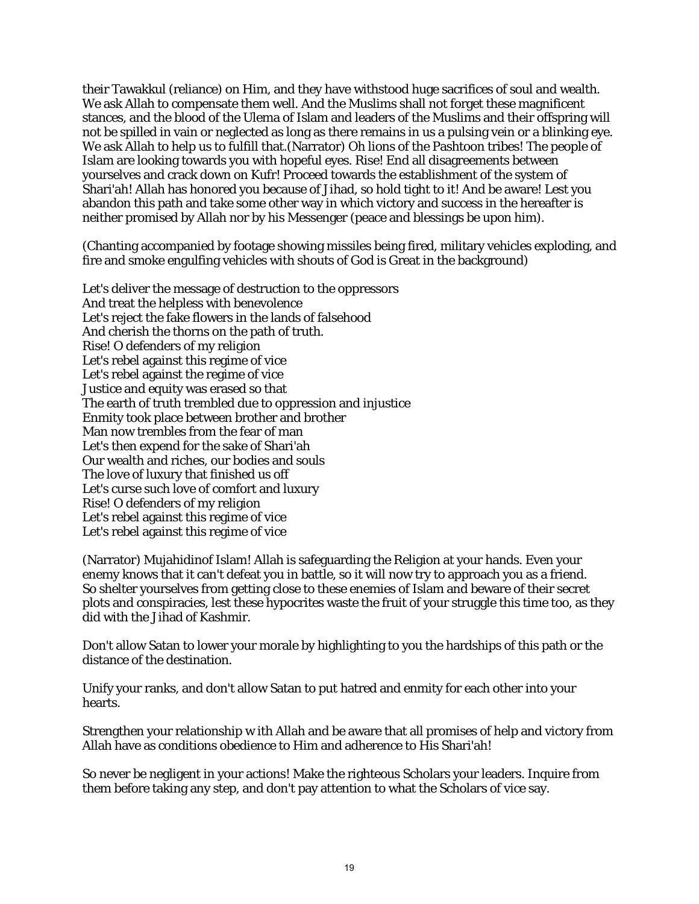their Tawakkul (reliance) on Him, and they have withstood huge sacrifices of soul and wealth. We ask Allah to compensate them well. And the Muslims shall not forget these magnificent stances, and the blood of the Ulema of Islam and leaders of the Muslims and their offspring will not be spilled in vain or neglected as long as there remains in us a pulsing vein or a blinking eye. We ask Allah to help us to fulfill that.(Narrator) Oh lions of the Pashtoon tribes! The people of Islam are looking towards you with hopeful eyes. Rise! End all disagreements between yourselves and crack down on Kufr! Proceed towards the establishment of the system of Shari'ah! Allah has honored you because of Jihad, so hold tight to it! And be aware! Lest you abandon this path and take some other way in which victory and success in the hereafter is neither promised by Allah nor by his Messenger (peace and blessings be upon him).

(Chanting accompanied by footage showing missiles being fired, military vehicles exploding, and fire and smoke engulfing vehicles with shouts of God is Great in the background)

Let's deliver the message of destruction to the oppressors
And treat the helpless with benevolence
Let's reject the fake flowers in the lands of falsehood
And cherish the thorns on the path of truth.
Rise! O defenders of my religion
Let's rebel against this regime of vice
Let's rebel against the regime of vice
Justice and equity was erased so that
The earth of truth trembled due to oppression and injustice
Enmity took place between brother and brother
Man now trembles from the fear of man
Let's then expend for the sake of Shari'ah
Our wealth and riches, our bodies and souls
The love of luxury that finished us off
Let's curse such love of comfort and luxury
Rise! O defenders of my religion
Let's rebel against this regime of vice
Let's rebel against this regime of vice

(Narrator) Mujahidinof Islam! Allah is safeguarding the Religion at your hands. Even your enemy knows that it can't defeat you in battle, so it will now try to approach you as a friend. So shelter yourselves from getting close to these enemies of Islam and beware of their secret plots and conspiracies, lest these hypocrites waste the fruit of your struggle this time too, as they did with the Jihad of Kashmir.

Don't allow Satan to lower your morale by highlighting to you the hardships of this path or the distance of the destination.

Unify your ranks, and don't allow Satan to put hatred and enmity for each other into your hearts.

Strengthen your relationship w ith Allah and be aware that all promises of help and victory from Allah have as conditions obedience to Him and adherence to His Shari'ah!

So never be negligent in your actions! Make the righteous Scholars your leaders. Inquire from them before taking any step, and don't pay attention to what the Scholars of vice say.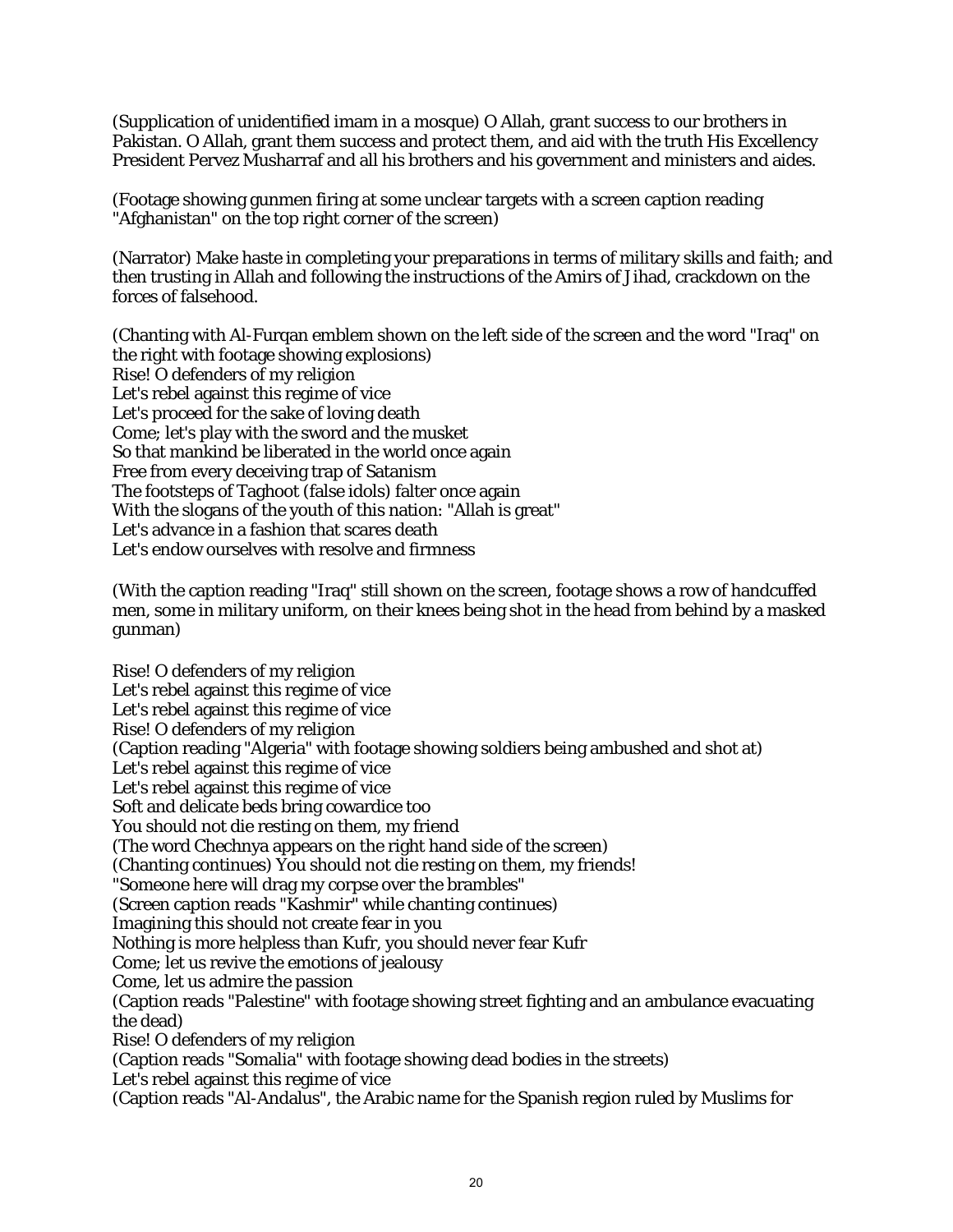(Supplication of unidentified imam in a mosque) O Allah, grant success to our brothers in Pakistan. O Allah, grant them success and protect them, and aid with the truth His Excellency President Pervez Musharraf and all his brothers and his government and ministers and aides.

(Footage showing gunmen firing at some unclear targets with a screen caption reading "Afghanistan" on the top right corner of the screen)

(Narrator) Make haste in completing your preparations in terms of military skills and faith; and then trusting in Allah and following the instructions of the Amirs of Jihad, crackdown on the forces of falsehood.

(Chanting with Al-Furqan emblem shown on the left side of the screen and the word "Iraq" on the right with footage showing explosions)
Rise! O defenders of my religion
Let's rebel against this regime of vice
Let's proceed for the sake of loving death
Come; let's play with the sword and the musket
So that mankind be liberated in the world once again
Free from every deceiving trap of Satanism
The footsteps of Taghoot (false idols) falter once again
With the slogans of the youth of this nation: "Allah is great"
Let's advance in a fashion that scares death
Let's endow ourselves with resolve and firmness

(With the caption reading "Iraq" still shown on the screen, footage shows a row of handcuffed men, some in military uniform, on their knees being shot in the head from behind by a masked gunman)

Rise! O defenders of my religion
Let's rebel against this regime of vice
Let's rebel against this regime of vice
Rise! O defenders of my religion
(Caption reading "Algeria" with footage showing soldiers being ambushed and shot at)
Let's rebel against this regime of vice
Let's rebel against this regime of vice
Soft and delicate beds bring cowardice too
You should not die resting on them, my friend
(The word Chechnya appears on the right hand side of the screen)
(Chanting continues) You should not die resting on them, my friends!
"Someone here will drag my corpse over the brambles"
(Screen caption reads "Kashmir" while chanting continues)
Imagining this should not create fear in you
Nothing is more helpless than Kufr, you should never fear Kufr
Come; let us revive the emotions of jealousy
Come, let us admire the passion
(Caption reads "Palestine" with footage showing street fighting and an ambulance evacuating the dead)
Rise! O defenders of my religion
(Caption reads "Somalia" with footage showing dead bodies in the streets)
Let's rebel against this regime of vice
(Caption reads "Al-Andalus", the Arabic name for the Spanish region ruled by Muslims for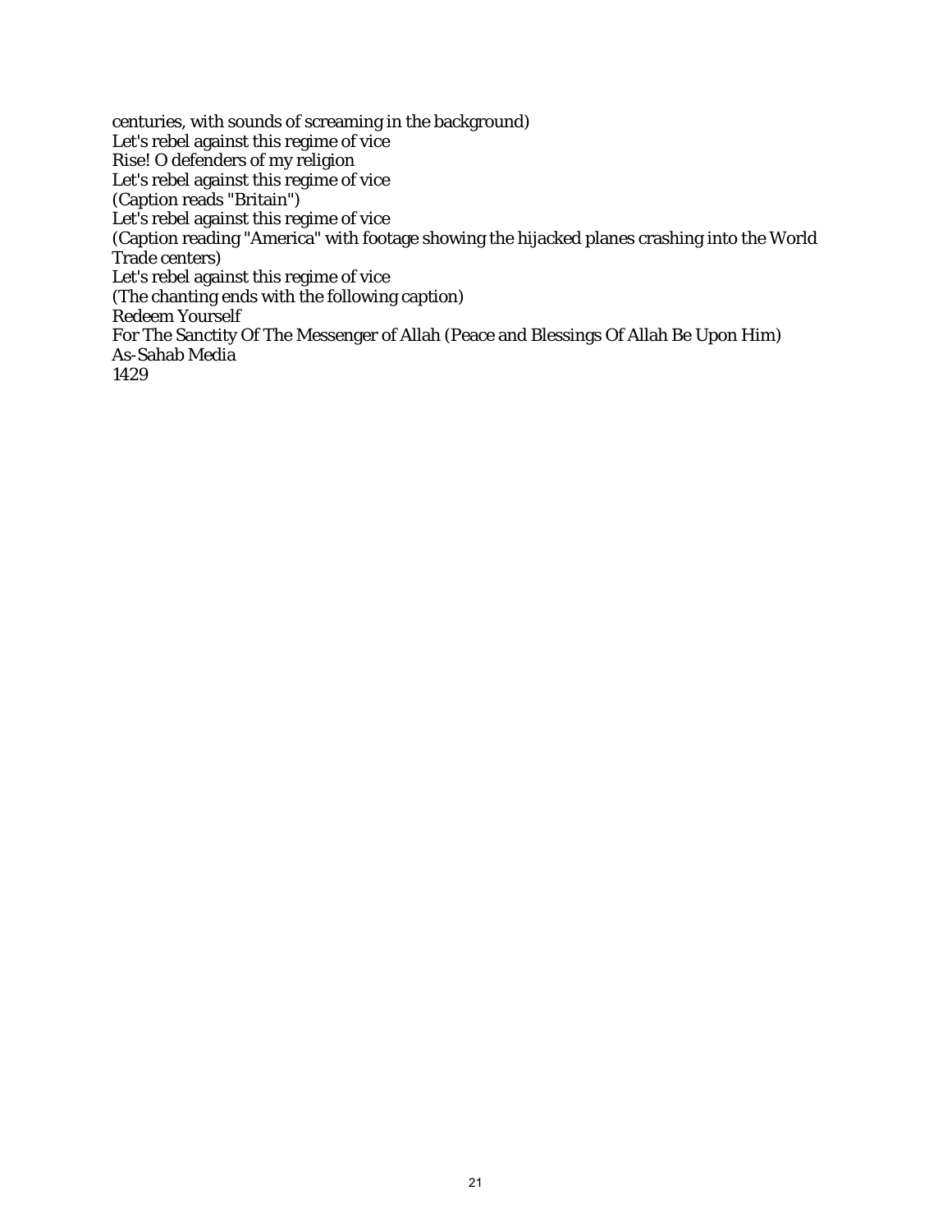centuries, with sounds of screaming in the background)
Let's rebel against this regime of vice
Rise! O defenders of my religion
Let's rebel against this regime of vice
(Caption reads "Britain")
Let's rebel against this regime of vice
(Caption reading "America" with footage showing the hijacked planes crashing into the World Trade centers)
Let's rebel against this regime of vice
(The chanting ends with the following caption)
Redeem Yourself
For The Sanctity Of The Messenger of Allah (Peace and Blessings Of Allah Be Upon Him)
As-Sahab Media
1429